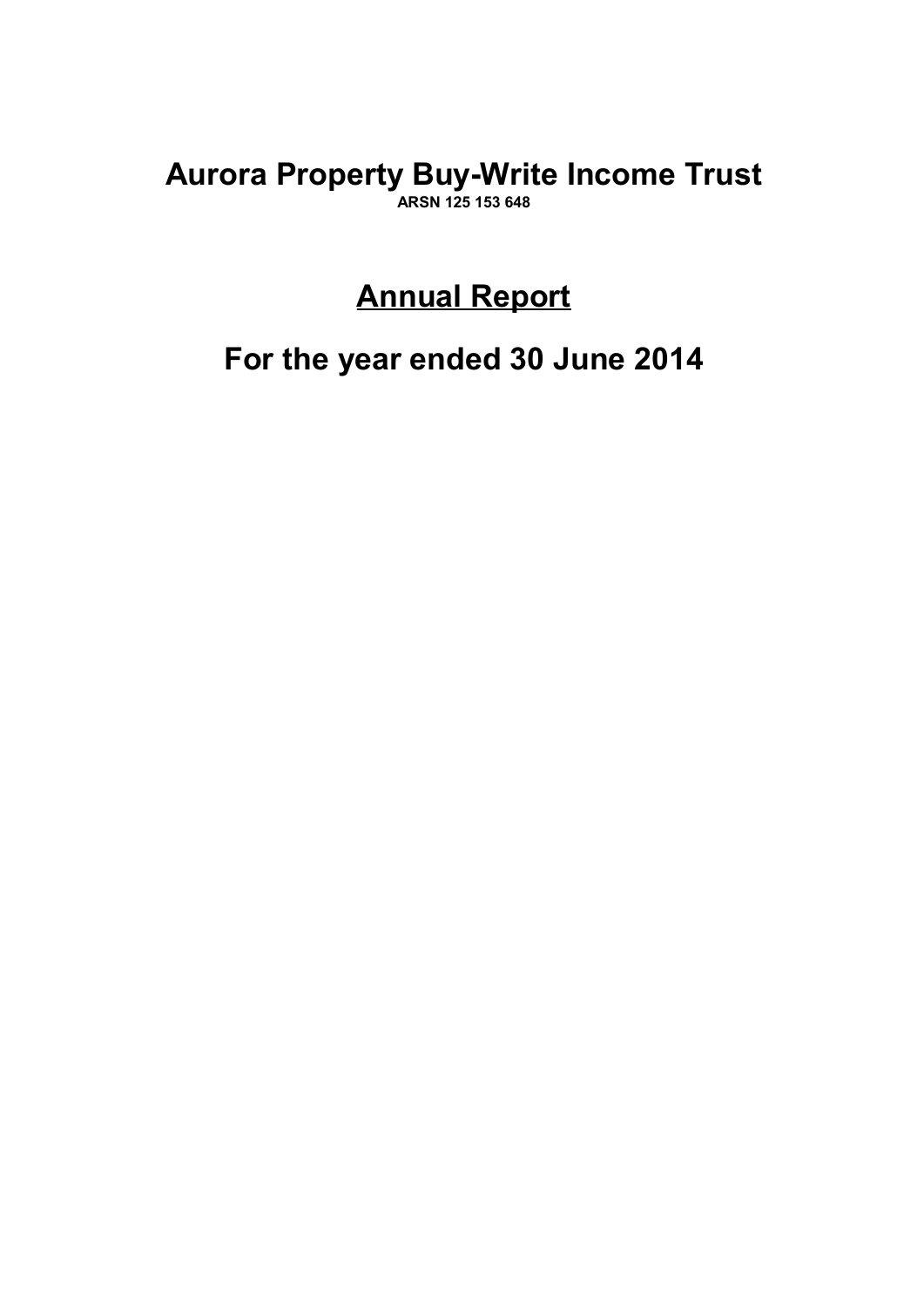# Aurora Property Buy-Write Income Trust

**ARSN 125 153 648**

## Annual Report

## For the year ended 30 June 2014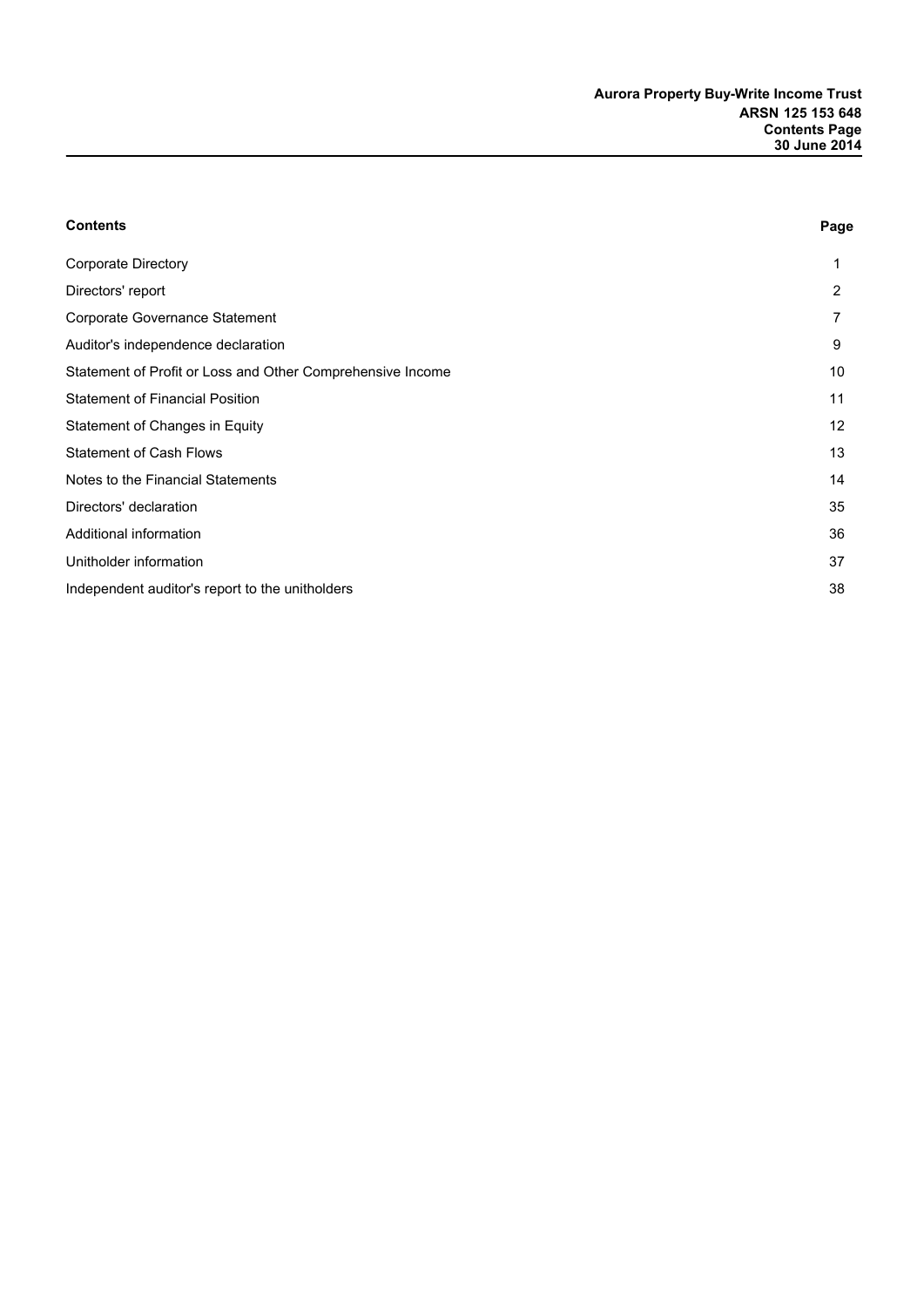| Contents | Page |
|---|---|
| Corporate Directory | 1 |
| Directors' report | 2 |
| Corporate Governance Statement | 7 |
| Auditor's independence declaration | 9 |
| Statement of Profit or Loss and Other Comprehensive Income | 10 |
| Statement of Financial Position | 11 |
| Statement of Changes in Equity | 12 |
| Statement of Cash Flows | 13 |
| Notes to the Financial Statements | 14 |
| Directors' declaration | 35 |
| Additional information | 36 |
| Unitholder information | 37 |
| Independent auditor's report to the unitholders | 38 |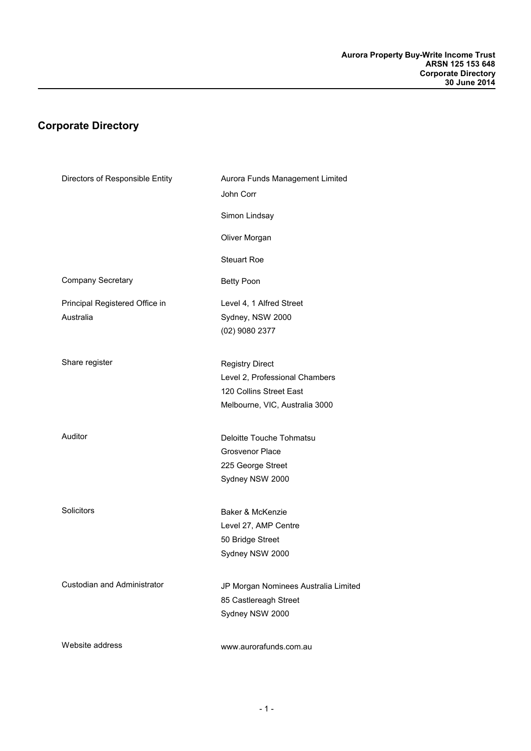# Corporate Directory

| | |
|---|---|
| Directors of Responsible Entity | Aurora Funds Management Limited<br>John Corr<br>Simon Lindsay<br>Oliver Morgan<br>Steuart Roe |
| Company Secretary | Betty Poon |
| Principal Registered Office in Australia | Level 4, 1 Alfred Street<br>Sydney, NSW 2000<br>(02) 9080 2377 |
| Share register | Registry Direct<br>Level 2, Professional Chambers<br>120 Collins Street East<br>Melbourne, VIC, Australia 3000 |
| Auditor | Deloitte Touche Tohmatsu<br>Grosvenor Place<br>225 George Street<br>Sydney NSW 2000 |
| Solicitors | Baker & McKenzie<br>Level 27, AMP Centre<br>50 Bridge Street<br>Sydney NSW 2000 |
| Custodian and Administrator | JP Morgan Nominees Australia Limited<br>85 Castlereagh Street<br>Sydney NSW 2000 |
| Website address | www.aurorafunds.com.au |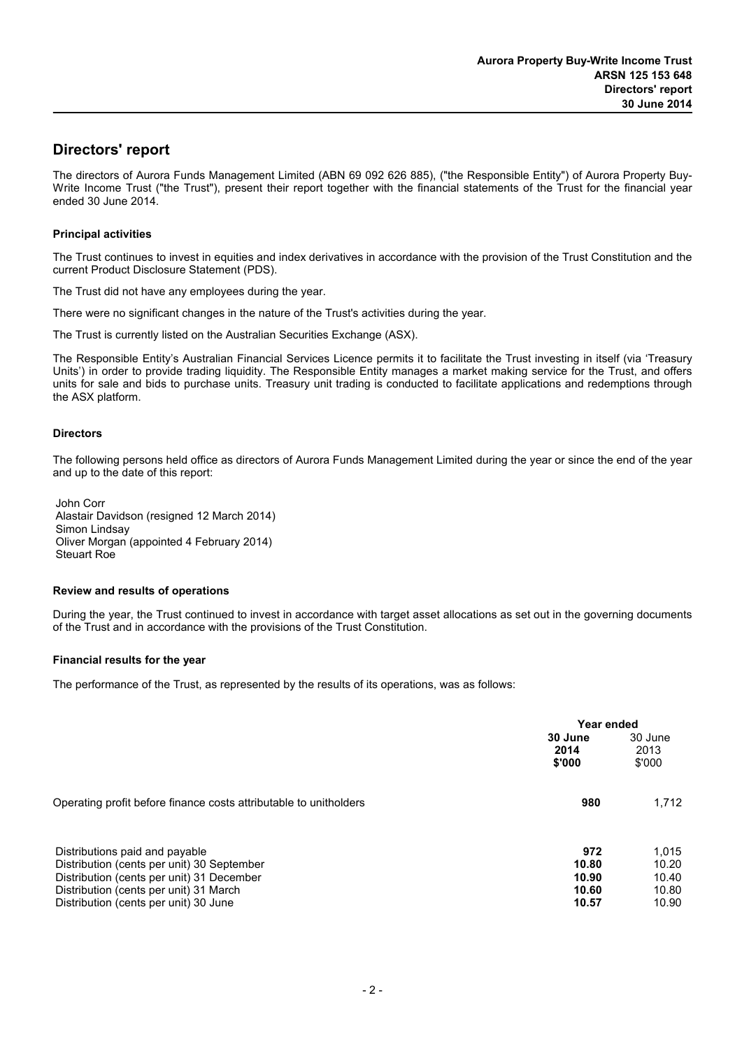# Directors' report

The directors of Aurora Funds Management Limited (ABN 69 092 626 885), ("the Responsible Entity") of Aurora Property Buy-Write Income Trust ("the Trust"), present their report together with the financial statements of the Trust for the financial year ended 30 June 2014.

### Principal activities

The Trust continues to invest in equities and index derivatives in accordance with the provision of the Trust Constitution and the current Product Disclosure Statement (PDS).

The Trust did not have any employees during the year.

There were no significant changes in the nature of the Trust's activities during the year.

The Trust is currently listed on the Australian Securities Exchange (ASX).

The Responsible Entity's Australian Financial Services Licence permits it to facilitate the Trust investing in itself (via 'Treasury Units') in order to provide trading liquidity. The Responsible Entity manages a market making service for the Trust, and offers units for sale and bids to purchase units. Treasury unit trading is conducted to facilitate applications and redemptions through the ASX platform.

### Directors

The following persons held office as directors of Aurora Funds Management Limited during the year or since the end of the year and up to the date of this report:

John Corr
Alastair Davidson (resigned 12 March 2014)
Simon Lindsay
Oliver Morgan (appointed 4 February 2014)
Steuart Roe

### Review and results of operations

During the year, the Trust continued to invest in accordance with target asset allocations as set out in the governing documents of the Trust and in accordance with the provisions of the Trust Constitution.

### Financial results for the year

The performance of the Trust, as represented by the results of its operations, was as follows:

| | Year ended | |
|---|---|---|
| | **30 June 2014 $'000** | 30 June 2013 $'000 |
| Operating profit before finance costs attributable to unitholders | **980** | 1,712 |
| Distributions paid and payable | **972** | 1,015 |
| Distribution (cents per unit) 30 September | **10.80** | 10.20 |
| Distribution (cents per unit) 31 December | **10.90** | 10.40 |
| Distribution (cents per unit) 31 March | **10.60** | 10.80 |
| Distribution (cents per unit) 30 June | **10.57** | 10.90 |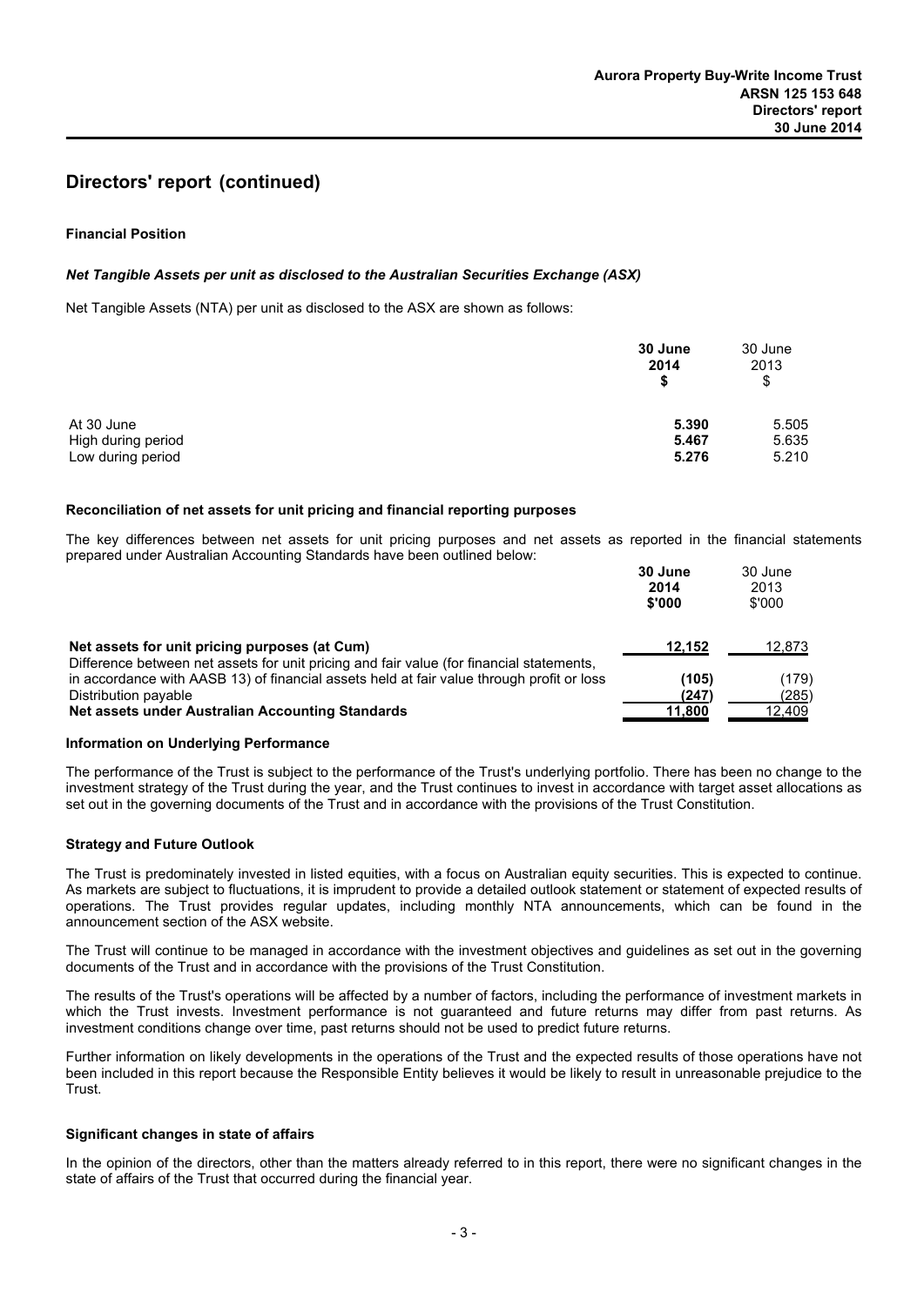## Directors' report (continued)

**Financial Position**

***Net Tangible Assets per unit as disclosed to the Australian Securities Exchange (ASX)***

Net Tangible Assets (NTA) per unit as disclosed to the ASX are shown as follows:

| | **30 June 2014 $** | 30 June 2013 $ |
|---|---|---|
| At 30 June | **5.390** | 5.505 |
| High during period | **5.467** | 5.635 |
| Low during period | **5.276** | 5.210 |

**Reconciliation of net assets for unit pricing and financial reporting purposes**

The key differences between net assets for unit pricing purposes and net assets as reported in the financial statements prepared under Australian Accounting Standards have been outlined below:

| | **30 June 2014 $'000** | 30 June 2013 $'000 |
|---|---|---|
| **Net assets for unit pricing purposes (at Cum)** | **12,152** | 12,873 |
| Difference between net assets for unit pricing and fair value (for financial statements, in accordance with AASB 13) of financial assets held at fair value through profit or loss | **(105)** | (179) |
| Distribution payable | **(247)** | (285) |
| **Net assets under Australian Accounting Standards** | **11,800** | 12,409 |

**Information on Underlying Performance**

The performance of the Trust is subject to the performance of the Trust's underlying portfolio. There has been no change to the investment strategy of the Trust during the year, and the Trust continues to invest in accordance with target asset allocations as set out in the governing documents of the Trust and in accordance with the provisions of the Trust Constitution.

**Strategy and Future Outlook**

The Trust is predominately invested in listed equities, with a focus on Australian equity securities. This is expected to continue. As markets are subject to fluctuations, it is imprudent to provide a detailed outlook statement or statement of expected results of operations. The Trust provides regular updates, including monthly NTA announcements, which can be found in the announcement section of the ASX website.

The Trust will continue to be managed in accordance with the investment objectives and guidelines as set out in the governing documents of the Trust and in accordance with the provisions of the Trust Constitution.

The results of the Trust's operations will be affected by a number of factors, including the performance of investment markets in which the Trust invests. Investment performance is not guaranteed and future returns may differ from past returns. As investment conditions change over time, past returns should not be used to predict future returns.

Further information on likely developments in the operations of the Trust and the expected results of those operations have not been included in this report because the Responsible Entity believes it would be likely to result in unreasonable prejudice to the Trust.

**Significant changes in state of affairs**

In the opinion of the directors, other than the matters already referred to in this report, there were no significant changes in the state of affairs of the Trust that occurred during the financial year.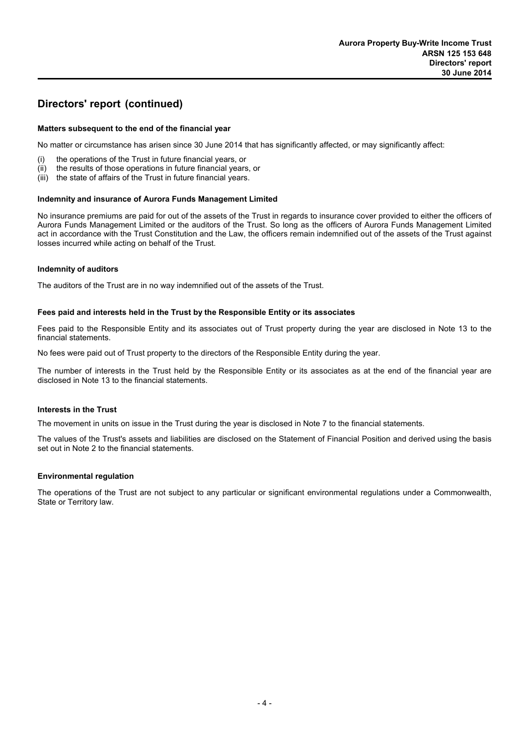## Directors' report (continued)

**Matters subsequent to the end of the financial year**

No matter or circumstance has arisen since 30 June 2014 that has significantly affected, or may significantly affect:

(i) the operations of the Trust in future financial years, or
(ii) the results of those operations in future financial years, or
(iii) the state of affairs of the Trust in future financial years.

**Indemnity and insurance of Aurora Funds Management Limited**

No insurance premiums are paid for out of the assets of the Trust in regards to insurance cover provided to either the officers of Aurora Funds Management Limited or the auditors of the Trust. So long as the officers of Aurora Funds Management Limited act in accordance with the Trust Constitution and the Law, the officers remain indemnified out of the assets of the Trust against losses incurred while acting on behalf of the Trust.

**Indemnity of auditors**

The auditors of the Trust are in no way indemnified out of the assets of the Trust.

**Fees paid and interests held in the Trust by the Responsible Entity or its associates**

Fees paid to the Responsible Entity and its associates out of Trust property during the year are disclosed in Note 13 to the financial statements.

No fees were paid out of Trust property to the directors of the Responsible Entity during the year.

The number of interests in the Trust held by the Responsible Entity or its associates as at the end of the financial year are disclosed in Note 13 to the financial statements.

**Interests in the Trust**

The movement in units on issue in the Trust during the year is disclosed in Note 7 to the financial statements.

The values of the Trust's assets and liabilities are disclosed on the Statement of Financial Position and derived using the basis set out in Note 2 to the financial statements.

**Environmental regulation**

The operations of the Trust are not subject to any particular or significant environmental regulations under a Commonwealth, State or Territory law.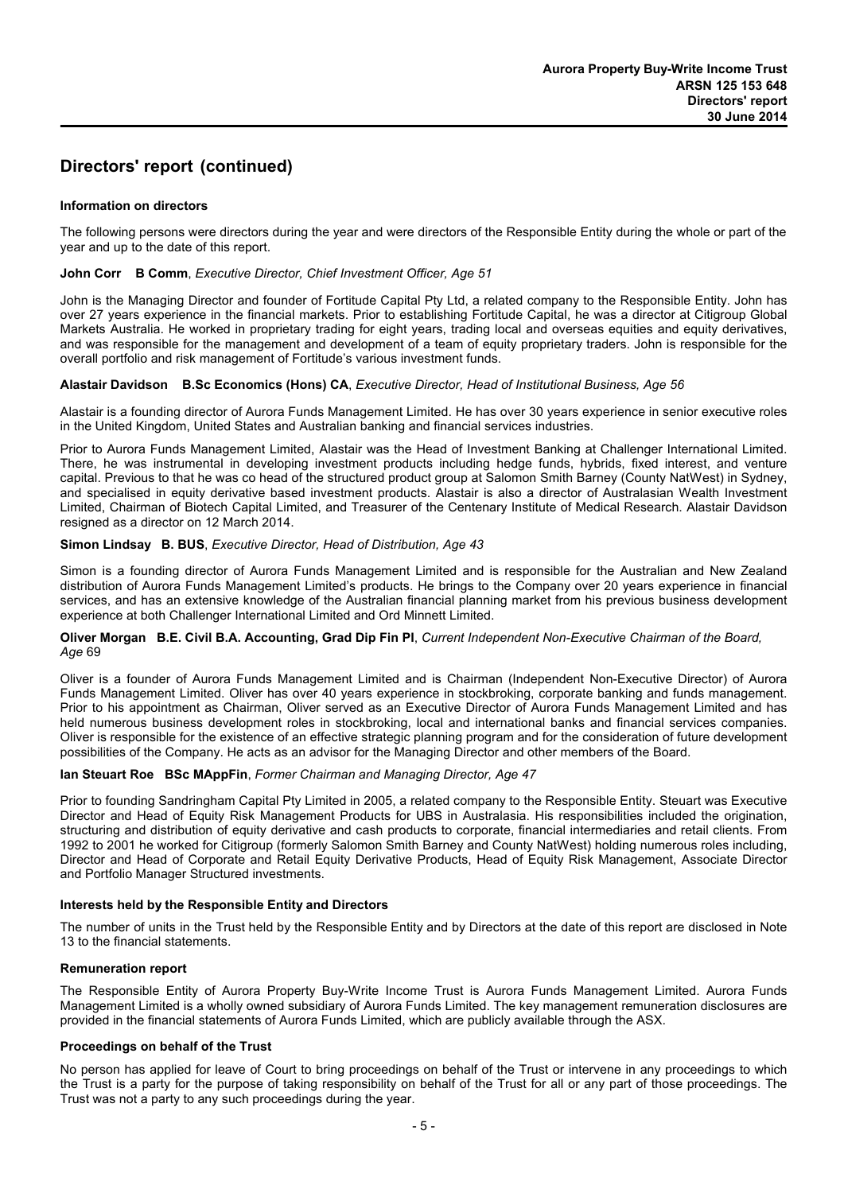## Directors' report (continued)

### Information on directors

The following persons were directors during the year and were directors of the Responsible Entity during the whole or part of the year and up to the date of this report.

**John Corr B Comm**, *Executive Director, Chief Investment Officer, Age 51*

John is the Managing Director and founder of Fortitude Capital Pty Ltd, a related company to the Responsible Entity. John has over 27 years experience in the financial markets. Prior to establishing Fortitude Capital, he was a director at Citigroup Global Markets Australia. He worked in proprietary trading for eight years, trading local and overseas equities and equity derivatives, and was responsible for the management and development of a team of equity proprietary traders. John is responsible for the overall portfolio and risk management of Fortitude's various investment funds.

**Alastair Davidson B.Sc Economics (Hons) CA**, *Executive Director, Head of Institutional Business, Age 56*

Alastair is a founding director of Aurora Funds Management Limited. He has over 30 years experience in senior executive roles in the United Kingdom, United States and Australian banking and financial services industries.

Prior to Aurora Funds Management Limited, Alastair was the Head of Investment Banking at Challenger International Limited. There, he was instrumental in developing investment products including hedge funds, hybrids, fixed interest, and venture capital. Previous to that he was co head of the structured product group at Salomon Smith Barney (County NatWest) in Sydney, and specialised in equity derivative based investment products. Alastair is also a director of Australasian Wealth Investment Limited, Chairman of Biotech Capital Limited, and Treasurer of the Centenary Institute of Medical Research. Alastair Davidson resigned as a director on 12 March 2014.

**Simon Lindsay B. BUS**, *Executive Director, Head of Distribution, Age 43*

Simon is a founding director of Aurora Funds Management Limited and is responsible for the Australian and New Zealand distribution of Aurora Funds Management Limited's products. He brings to the Company over 20 years experience in financial services, and has an extensive knowledge of the Australian financial planning market from his previous business development experience at both Challenger International Limited and Ord Minnett Limited.

**Oliver Morgan B.E. Civil B.A. Accounting, Grad Dip Fin Pl**, *Current Independent Non-Executive Chairman of the Board, Age* 69

Oliver is a founder of Aurora Funds Management Limited and is Chairman (Independent Non-Executive Director) of Aurora Funds Management Limited. Oliver has over 40 years experience in stockbroking, corporate banking and funds management. Prior to his appointment as Chairman, Oliver served as an Executive Director of Aurora Funds Management Limited and has held numerous business development roles in stockbroking, local and international banks and financial services companies. Oliver is responsible for the existence of an effective strategic planning program and for the consideration of future development possibilities of the Company. He acts as an advisor for the Managing Director and other members of the Board.

**Ian Steuart Roe BSc MAppFin**, *Former Chairman and Managing Director, Age 47*

Prior to founding Sandringham Capital Pty Limited in 2005, a related company to the Responsible Entity. Steuart was Executive Director and Head of Equity Risk Management Products for UBS in Australasia. His responsibilities included the origination, structuring and distribution of equity derivative and cash products to corporate, financial intermediaries and retail clients. From 1992 to 2001 he worked for Citigroup (formerly Salomon Smith Barney and County NatWest) holding numerous roles including, Director and Head of Corporate and Retail Equity Derivative Products, Head of Equity Risk Management, Associate Director and Portfolio Manager Structured investments.

### Interests held by the Responsible Entity and Directors

The number of units in the Trust held by the Responsible Entity and by Directors at the date of this report are disclosed in Note 13 to the financial statements.

### Remuneration report

The Responsible Entity of Aurora Property Buy-Write Income Trust is Aurora Funds Management Limited. Aurora Funds Management Limited is a wholly owned subsidiary of Aurora Funds Limited. The key management remuneration disclosures are provided in the financial statements of Aurora Funds Limited, which are publicly available through the ASX.

### Proceedings on behalf of the Trust

No person has applied for leave of Court to bring proceedings on behalf of the Trust or intervene in any proceedings to which the Trust is a party for the purpose of taking responsibility on behalf of the Trust for all or any part of those proceedings. The Trust was not a party to any such proceedings during the year.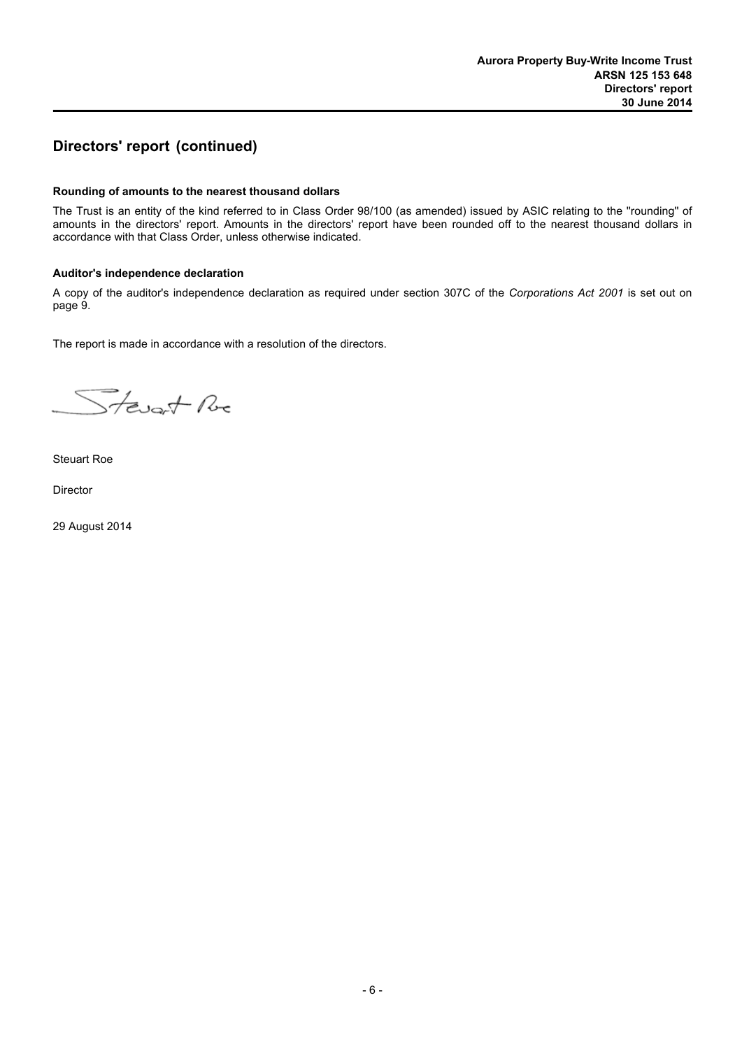## Directors' report (continued)

**Rounding of amounts to the nearest thousand dollars**

The Trust is an entity of the kind referred to in Class Order 98/100 (as amended) issued by ASIC relating to the "rounding" of amounts in the directors' report. Amounts in the directors' report have been rounded off to the nearest thousand dollars in accordance with that Class Order, unless otherwise indicated.

**Auditor's independence declaration**

A copy of the auditor's independence declaration as required under section 307C of the *Corporations Act 2001* is set out on page 9.

The report is made in accordance with a resolution of the directors.

Steuart Roe

Director

29 August 2014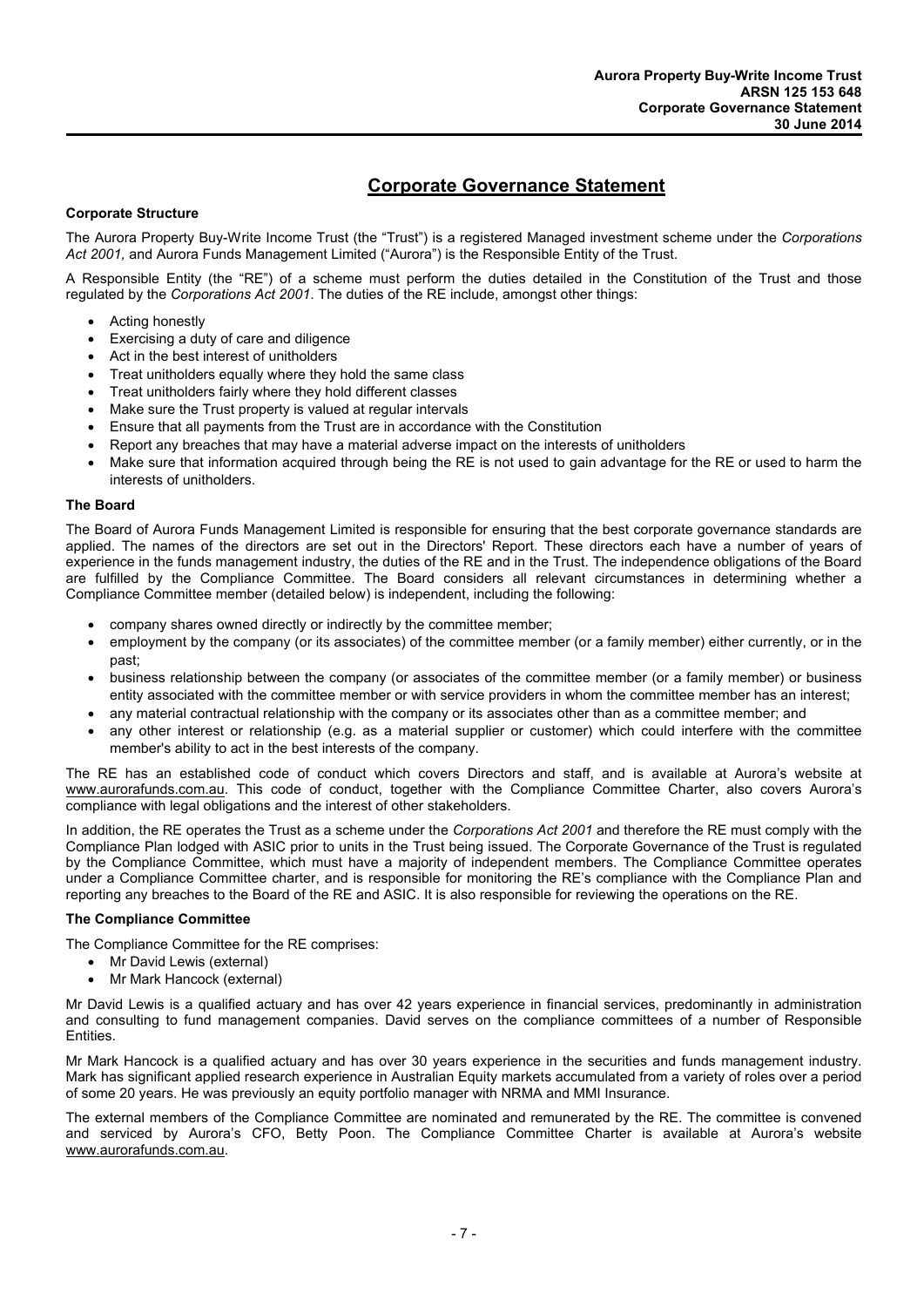# Corporate Governance Statement

**Corporate Structure**

The Aurora Property Buy-Write Income Trust (the "Trust") is a registered Managed investment scheme under the *Corporations Act 2001,* and Aurora Funds Management Limited ("Aurora") is the Responsible Entity of the Trust.

A Responsible Entity (the "RE") of a scheme must perform the duties detailed in the Constitution of the Trust and those regulated by the *Corporations Act 2001*. The duties of the RE include, amongst other things:

- Acting honestly
- Exercising a duty of care and diligence
- Act in the best interest of unitholders
- Treat unitholders equally where they hold the same class
- Treat unitholders fairly where they hold different classes
- Make sure the Trust property is valued at regular intervals
- Ensure that all payments from the Trust are in accordance with the Constitution
- Report any breaches that may have a material adverse impact on the interests of unitholders
- Make sure that information acquired through being the RE is not used to gain advantage for the RE or used to harm the interests of unitholders.

**The Board**

The Board of Aurora Funds Management Limited is responsible for ensuring that the best corporate governance standards are applied. The names of the directors are set out in the Directors' Report. These directors each have a number of years of experience in the funds management industry, the duties of the RE and in the Trust. The independence obligations of the Board are fulfilled by the Compliance Committee. The Board considers all relevant circumstances in determining whether a Compliance Committee member (detailed below) is independent, including the following:

- company shares owned directly or indirectly by the committee member;
- employment by the company (or its associates) of the committee member (or a family member) either currently, or in the past;
- business relationship between the company (or associates of the committee member (or a family member) or business entity associated with the committee member or with service providers in whom the committee member has an interest;
- any material contractual relationship with the company or its associates other than as a committee member; and
- any other interest or relationship (e.g. as a material supplier or customer) which could interfere with the committee member's ability to act in the best interests of the company.

The RE has an established code of conduct which covers Directors and staff, and is available at Aurora's website at www.aurorafunds.com.au. This code of conduct, together with the Compliance Committee Charter, also covers Aurora's compliance with legal obligations and the interest of other stakeholders.

In addition, the RE operates the Trust as a scheme under the *Corporations Act 2001* and therefore the RE must comply with the Compliance Plan lodged with ASIC prior to units in the Trust being issued. The Corporate Governance of the Trust is regulated by the Compliance Committee, which must have a majority of independent members. The Compliance Committee operates under a Compliance Committee charter, and is responsible for monitoring the RE's compliance with the Compliance Plan and reporting any breaches to the Board of the RE and ASIC. It is also responsible for reviewing the operations on the RE.

**The Compliance Committee**

The Compliance Committee for the RE comprises:

- Mr David Lewis (external)
- Mr Mark Hancock (external)

Mr David Lewis is a qualified actuary and has over 42 years experience in financial services, predominantly in administration and consulting to fund management companies. David serves on the compliance committees of a number of Responsible Entities.

Mr Mark Hancock is a qualified actuary and has over 30 years experience in the securities and funds management industry. Mark has significant applied research experience in Australian Equity markets accumulated from a variety of roles over a period of some 20 years. He was previously an equity portfolio manager with NRMA and MMI Insurance.

The external members of the Compliance Committee are nominated and remunerated by the RE. The committee is convened and serviced by Aurora's CFO, Betty Poon. The Compliance Committee Charter is available at Aurora's website www.aurorafunds.com.au.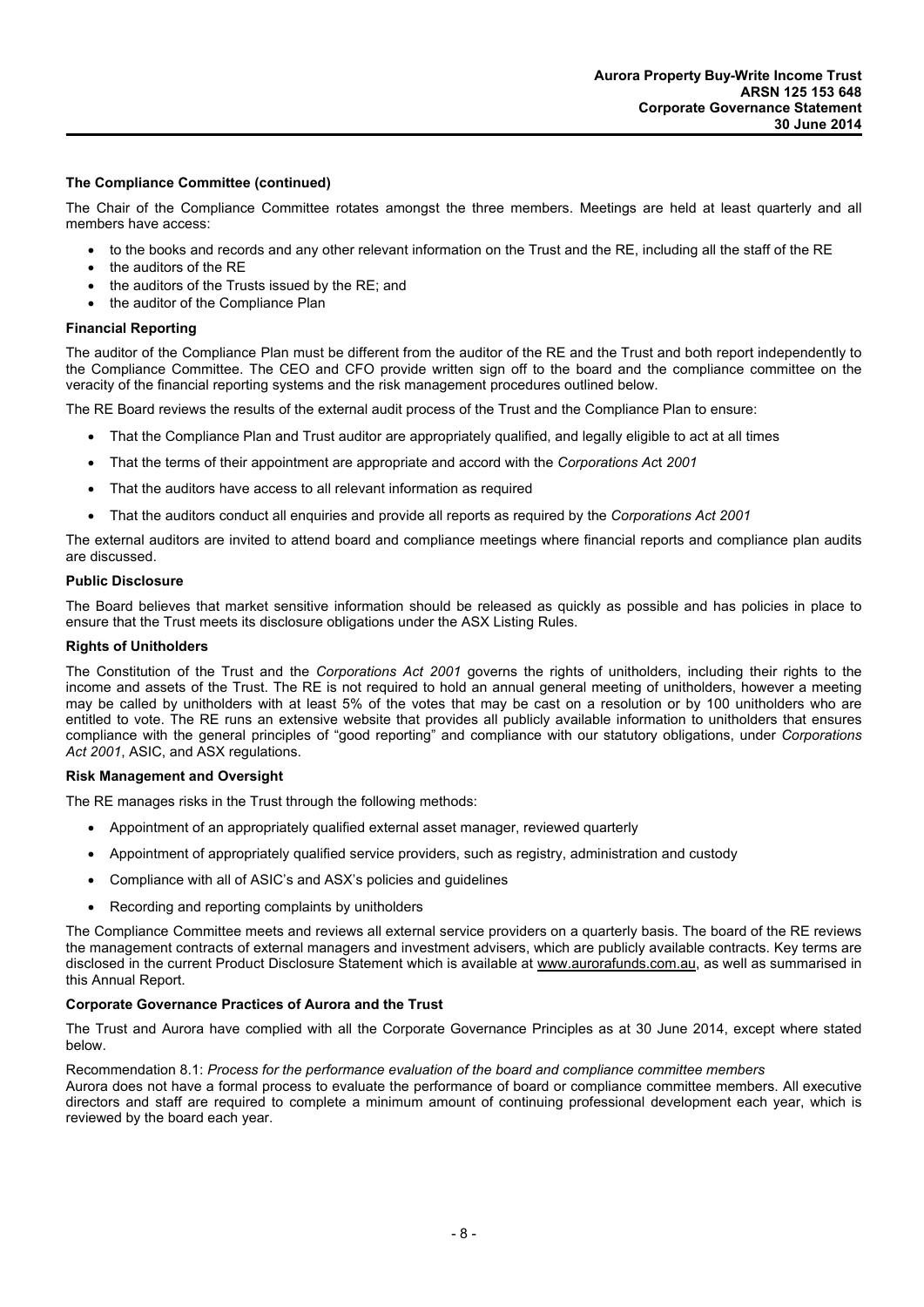### The Compliance Committee (continued)

The Chair of the Compliance Committee rotates amongst the three members. Meetings are held at least quarterly and all members have access:

- to the books and records and any other relevant information on the Trust and the RE, including all the staff of the RE
- the auditors of the RE
- the auditors of the Trusts issued by the RE; and
- the auditor of the Compliance Plan

### Financial Reporting

The auditor of the Compliance Plan must be different from the auditor of the RE and the Trust and both report independently to the Compliance Committee. The CEO and CFO provide written sign off to the board and the compliance committee on the veracity of the financial reporting systems and the risk management procedures outlined below.

The RE Board reviews the results of the external audit process of the Trust and the Compliance Plan to ensure:

- That the Compliance Plan and Trust auditor are appropriately qualified, and legally eligible to act at all times
- That the terms of their appointment are appropriate and accord with the *Corporations Act 2001*
- That the auditors have access to all relevant information as required
- That the auditors conduct all enquiries and provide all reports as required by the *Corporations Act 2001*

The external auditors are invited to attend board and compliance meetings where financial reports and compliance plan audits are discussed.

### Public Disclosure

The Board believes that market sensitive information should be released as quickly as possible and has policies in place to ensure that the Trust meets its disclosure obligations under the ASX Listing Rules.

### Rights of Unitholders

The Constitution of the Trust and the *Corporations Act 2001* governs the rights of unitholders, including their rights to the income and assets of the Trust. The RE is not required to hold an annual general meeting of unitholders, however a meeting may be called by unitholders with at least 5% of the votes that may be cast on a resolution or by 100 unitholders who are entitled to vote. The RE runs an extensive website that provides all publicly available information to unitholders that ensures compliance with the general principles of "good reporting" and compliance with our statutory obligations, under *Corporations Act 2001*, ASIC, and ASX regulations.

### Risk Management and Oversight

The RE manages risks in the Trust through the following methods:

- Appointment of an appropriately qualified external asset manager, reviewed quarterly
- Appointment of appropriately qualified service providers, such as registry, administration and custody
- Compliance with all of ASIC's and ASX's policies and guidelines
- Recording and reporting complaints by unitholders

The Compliance Committee meets and reviews all external service providers on a quarterly basis. The board of the RE reviews the management contracts of external managers and investment advisers, which are publicly available contracts. Key terms are disclosed in the current Product Disclosure Statement which is available at www.aurorafunds.com.au, as well as summarised in this Annual Report.

### Corporate Governance Practices of Aurora and the Trust

The Trust and Aurora have complied with all the Corporate Governance Principles as at 30 June 2014, except where stated below.

Recommendation 8.1: *Process for the performance evaluation of the board and compliance committee members*
Aurora does not have a formal process to evaluate the performance of board or compliance committee members. All executive directors and staff are required to complete a minimum amount of continuing professional development each year, which is reviewed by the board each year.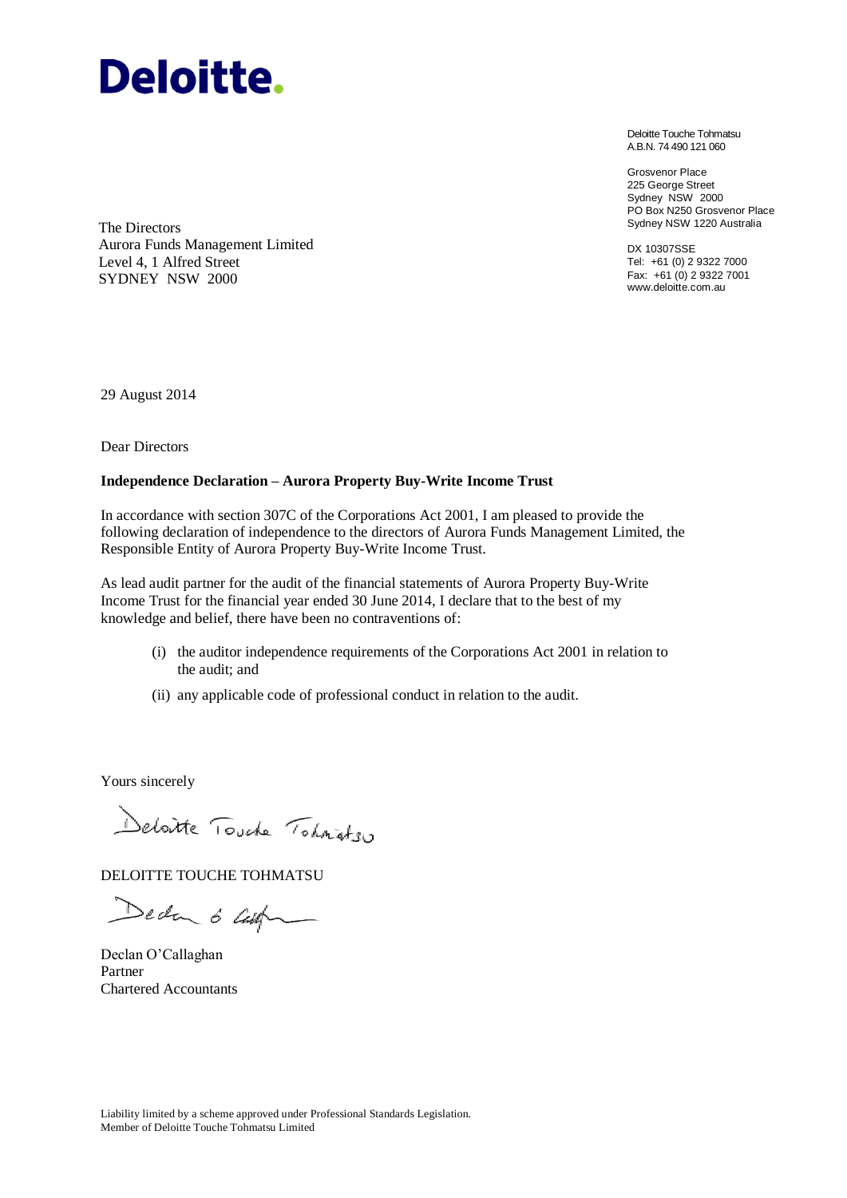**Deloitte.**

Deloitte Touche Tohmatsu
A.B.N. 74 490 121 060

Grosvenor Place
225 George Street
Sydney NSW 2000
PO Box N250 Grosvenor Place
Sydney NSW 1220 Australia

DX 10307SSE
Tel: +61 (0) 2 9322 7000
Fax: +61 (0) 2 9322 7001
www.deloitte.com.au

The Directors
Aurora Funds Management Limited
Level 4, 1 Alfred Street
SYDNEY NSW 2000

29 August 2014

Dear Directors

**Independence Declaration – Aurora Property Buy-Write Income Trust**

In accordance with section 307C of the Corporations Act 2001, I am pleased to provide the following declaration of independence to the directors of Aurora Funds Management Limited, the Responsible Entity of Aurora Property Buy-Write Income Trust.

As lead audit partner for the audit of the financial statements of Aurora Property Buy-Write Income Trust for the financial year ended 30 June 2014, I declare that to the best of my knowledge and belief, there have been no contraventions of:

(i) the auditor independence requirements of the Corporations Act 2001 in relation to the audit; and

(ii) any applicable code of professional conduct in relation to the audit.

Yours sincerely

Deloitte Touche Tohmatsu

DELOITTE TOUCHE TOHMATSU

Declan O'Callaghan

Declan O'Callaghan
Partner
Chartered Accountants

Liability limited by a scheme approved under Professional Standards Legislation.
Member of Deloitte Touche Tohmatsu Limited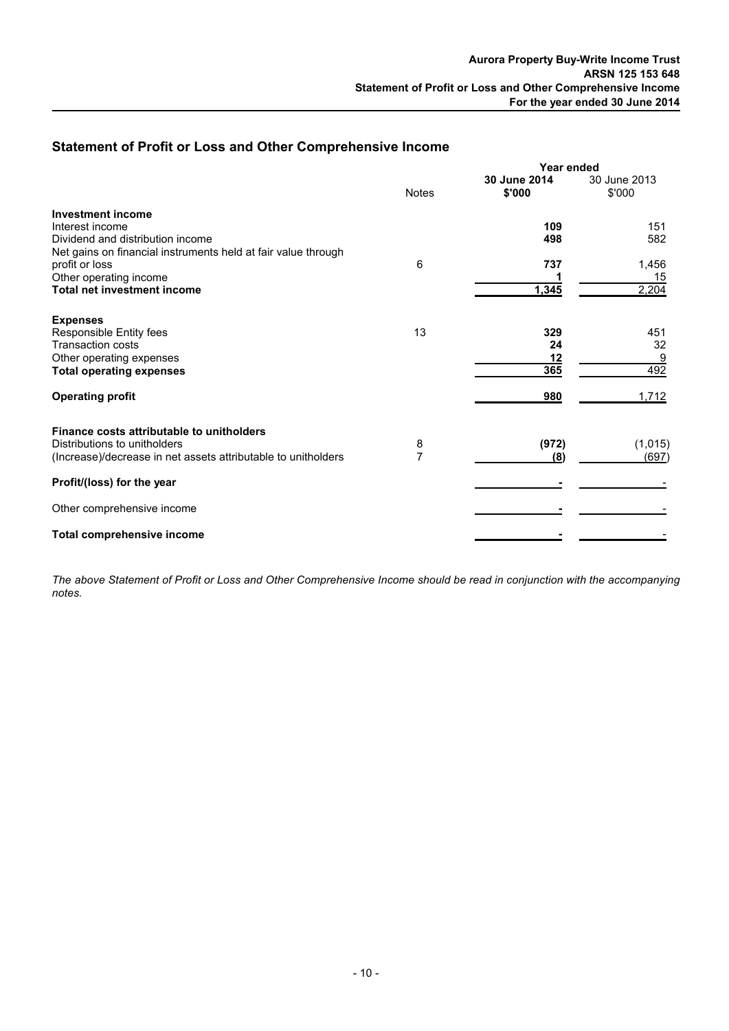# Statement of Profit or Loss and Other Comprehensive Income

| | Notes | Year ended 30 June 2014 $'000 | 30 June 2013 $'000 |
|---|---|---|---|
| **Investment income** | | | |
| Interest income | | **109** | 151 |
| Dividend and distribution income | | **498** | 582 |
| Net gains on financial instruments held at fair value through profit or loss | 6 | **737** | 1,456 |
| Other operating income | | **1** | 15 |
| **Total net investment income** | | **1,345** | 2,204 |
| **Expenses** | | | |
| Responsible Entity fees | 13 | **329** | 451 |
| Transaction costs | | **24** | 32 |
| Other operating expenses | | **12** | 9 |
| **Total operating expenses** | | **365** | 492 |
| **Operating profit** | | **980** | 1,712 |
| **Finance costs attributable to unitholders** | | | |
| Distributions to unitholders | 8 | **(972)** | (1,015) |
| (Increase)/decrease in net assets attributable to unitholders | 7 | **(8)** | (697) |
| **Profit/(loss) for the year** | | **-** | - |
| Other comprehensive income | | **-** | - |
| **Total comprehensive income** | | **-** | - |

*The above Statement of Profit or Loss and Other Comprehensive Income should be read in conjunction with the accompanying notes.*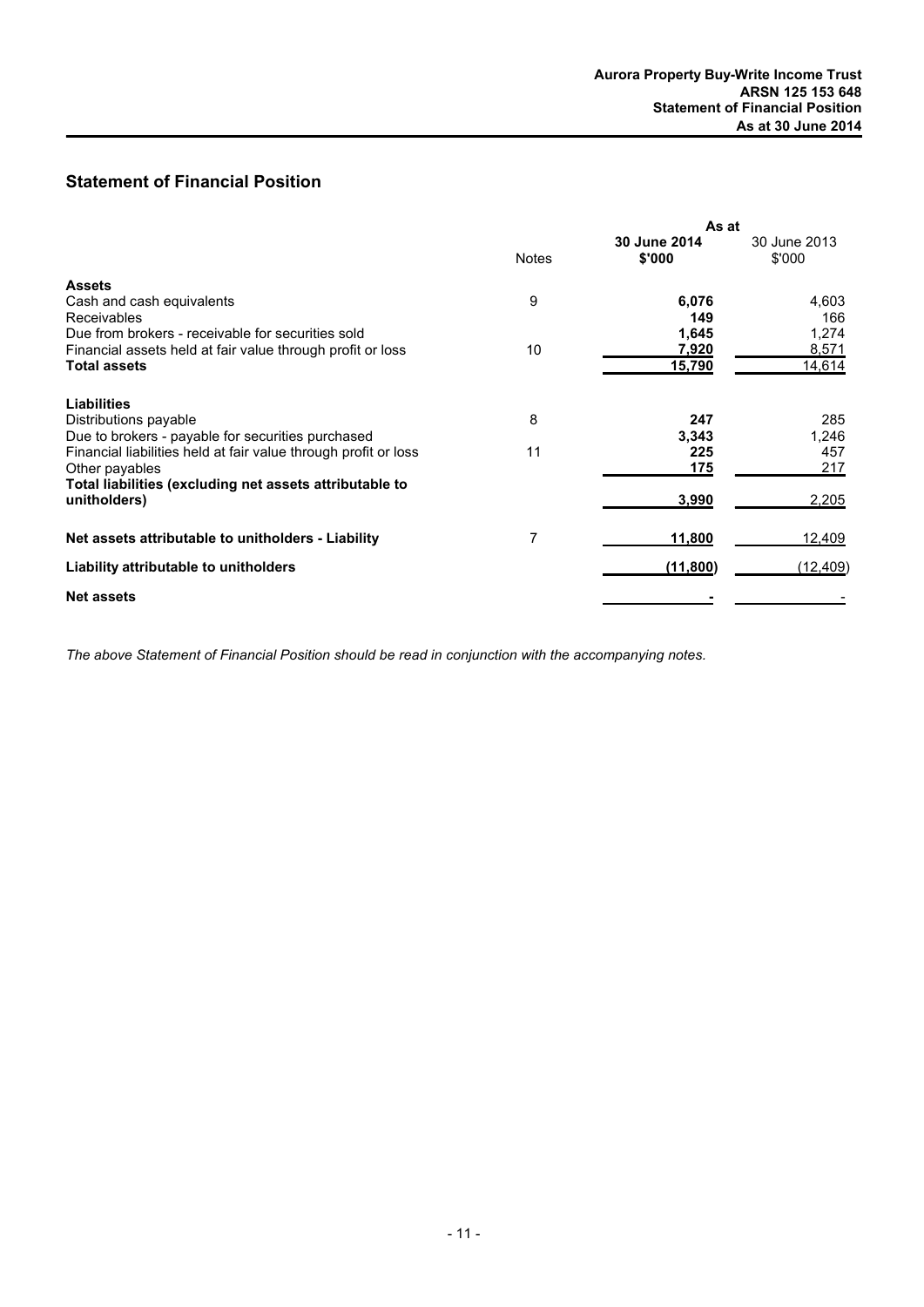## Statement of Financial Position

| | Notes | As at 30 June 2014 $'000 | As at 30 June 2013 $'000 |
|---|---|---|---|
| **Assets** | | | |
| Cash and cash equivalents | 9 | **6,076** | 4,603 |
| Receivables | | **149** | 166 |
| Due from brokers - receivable for securities sold | | **1,645** | 1,274 |
| Financial assets held at fair value through profit or loss | 10 | **7,920** | 8,571 |
| **Total assets** | | **15,790** | 14,614 |
| **Liabilities** | | | |
| Distributions payable | 8 | **247** | 285 |
| Due to brokers - payable for securities purchased | | **3,343** | 1,246 |
| Financial liabilities held at fair value through profit or loss | 11 | **225** | 457 |
| Other payables | | **175** | 217 |
| **Total liabilities (excluding net assets attributable to unitholders)** | | **3,990** | 2,205 |
| **Net assets attributable to unitholders - Liability** | 7 | **11,800** | 12,409 |
| **Liability attributable to unitholders** | | **(11,800)** | (12,409) |
| **Net assets** | | **-** | - |

*The above Statement of Financial Position should be read in conjunction with the accompanying notes.*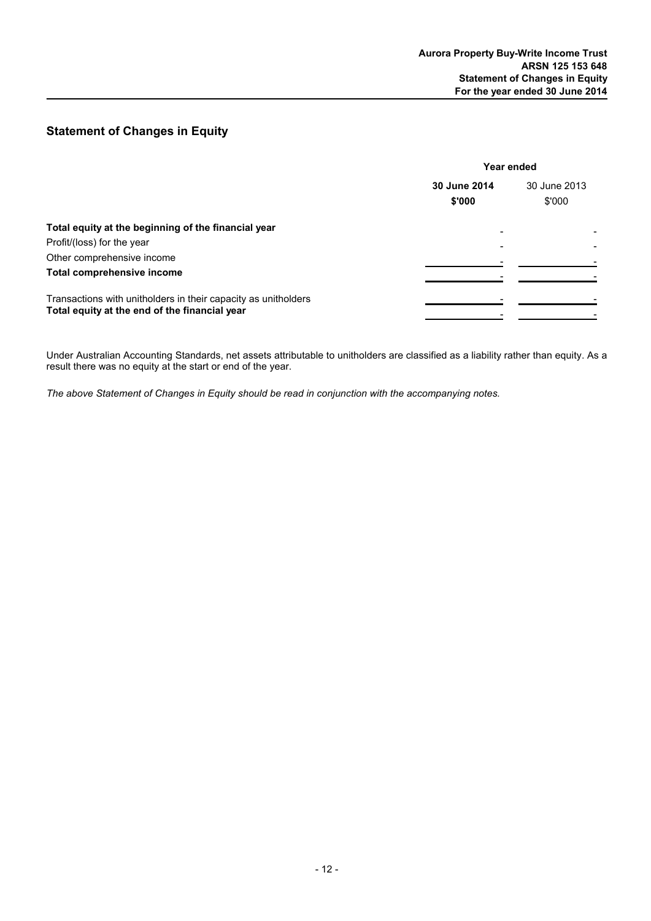## Statement of Changes in Equity

| | Year ended | |
|---|---|---|
| | **30 June 2014** | 30 June 2013 |
| | **$'000** | $'000 |
| **Total equity at the beginning of the financial year** | - | - |
| Profit/(loss) for the year | - | - |
| Other comprehensive income | - | - |
| **Total comprehensive income** | - | - |
| Transactions with unitholders in their capacity as unitholders | - | - |
| **Total equity at the end of the financial year** | - | - |

Under Australian Accounting Standards, net assets attributable to unitholders are classified as a liability rather than equity. As a result there was no equity at the start or end of the year.

*The above Statement of Changes in Equity should be read in conjunction with the accompanying notes.*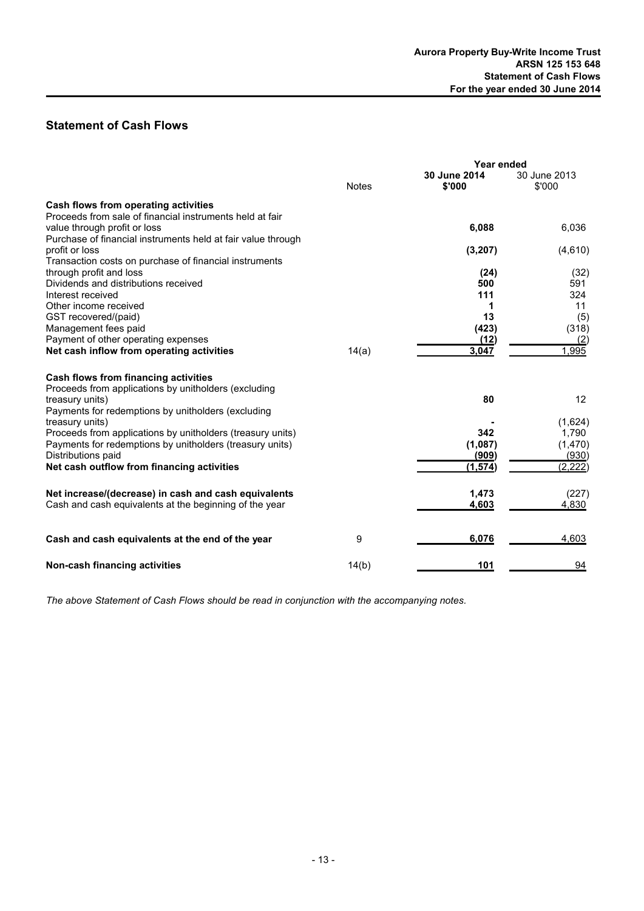## Statement of Cash Flows

| | Notes | Year ended 30 June 2014 $'000 | 30 June 2013 $'000 |
|---|---|---|---|
| **Cash flows from operating activities** | | | |
| Proceeds from sale of financial instruments held at fair value through profit or loss | | **6,088** | 6,036 |
| Purchase of financial instruments held at fair value through profit or loss | | **(3,207)** | (4,610) |
| Transaction costs on purchase of financial instruments through profit and loss | | **(24)** | (32) |
| Dividends and distributions received | | **500** | 591 |
| Interest received | | **111** | 324 |
| Other income received | | **1** | 11 |
| GST recovered/(paid) | | **13** | (5) |
| Management fees paid | | **(423)** | (318) |
| Payment of other operating expenses | | **(12)** | (2) |
| **Net cash inflow from operating activities** | 14(a) | **3,047** | 1,995 |
| **Cash flows from financing activities** | | | |
| Proceeds from applications by unitholders (excluding treasury units) | | **80** | 12 |
| Payments for redemptions by unitholders (excluding treasury units) | | **-** | (1,624) |
| Proceeds from applications by unitholders (treasury units) | | **342** | 1,790 |
| Payments for redemptions by unitholders (treasury units) | | **(1,087)** | (1,470) |
| Distributions paid | | **(909)** | (930) |
| **Net cash outflow from financing activities** | | **(1,574)** | (2,222) |
| **Net increase/(decrease) in cash and cash equivalents** | | **1,473** | (227) |
| Cash and cash equivalents at the beginning of the year | | **4,603** | 4,830 |
| **Cash and cash equivalents at the end of the year** | 9 | **6,076** | 4,603 |
| **Non-cash financing activities** | 14(b) | **101** | 94 |

*The above Statement of Cash Flows should be read in conjunction with the accompanying notes.*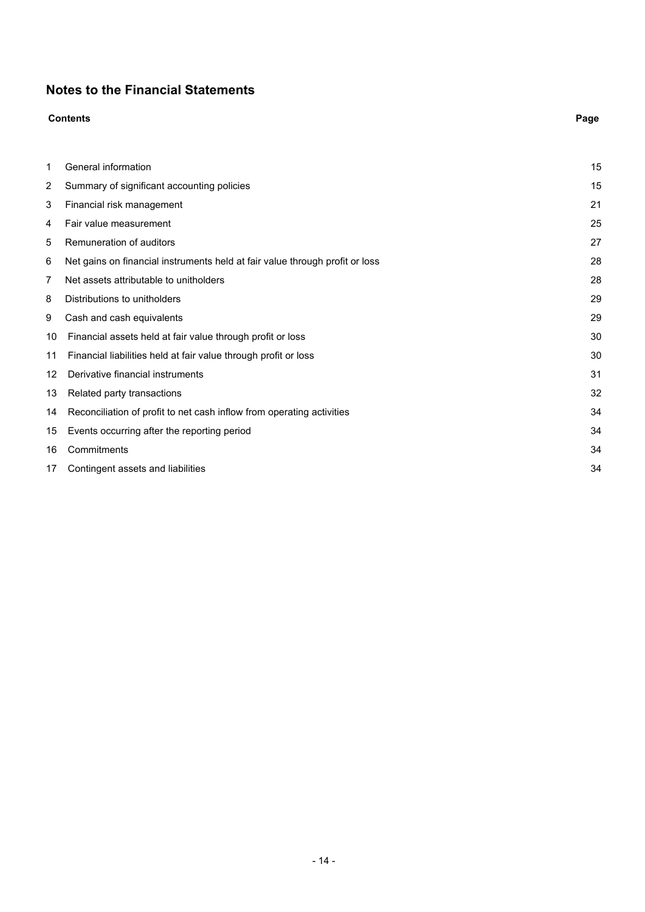## Notes to the Financial Statements

| | Contents | Page |
|---|---|---|
| 1 | General information | 15 |
| 2 | Summary of significant accounting policies | 15 |
| 3 | Financial risk management | 21 |
| 4 | Fair value measurement | 25 |
| 5 | Remuneration of auditors | 27 |
| 6 | Net gains on financial instruments held at fair value through profit or loss | 28 |
| 7 | Net assets attributable to unitholders | 28 |
| 8 | Distributions to unitholders | 29 |
| 9 | Cash and cash equivalents | 29 |
| 10 | Financial assets held at fair value through profit or loss | 30 |
| 11 | Financial liabilities held at fair value through profit or loss | 30 |
| 12 | Derivative financial instruments | 31 |
| 13 | Related party transactions | 32 |
| 14 | Reconciliation of profit to net cash inflow from operating activities | 34 |
| 15 | Events occurring after the reporting period | 34 |
| 16 | Commitments | 34 |
| 17 | Contingent assets and liabilities | 34 |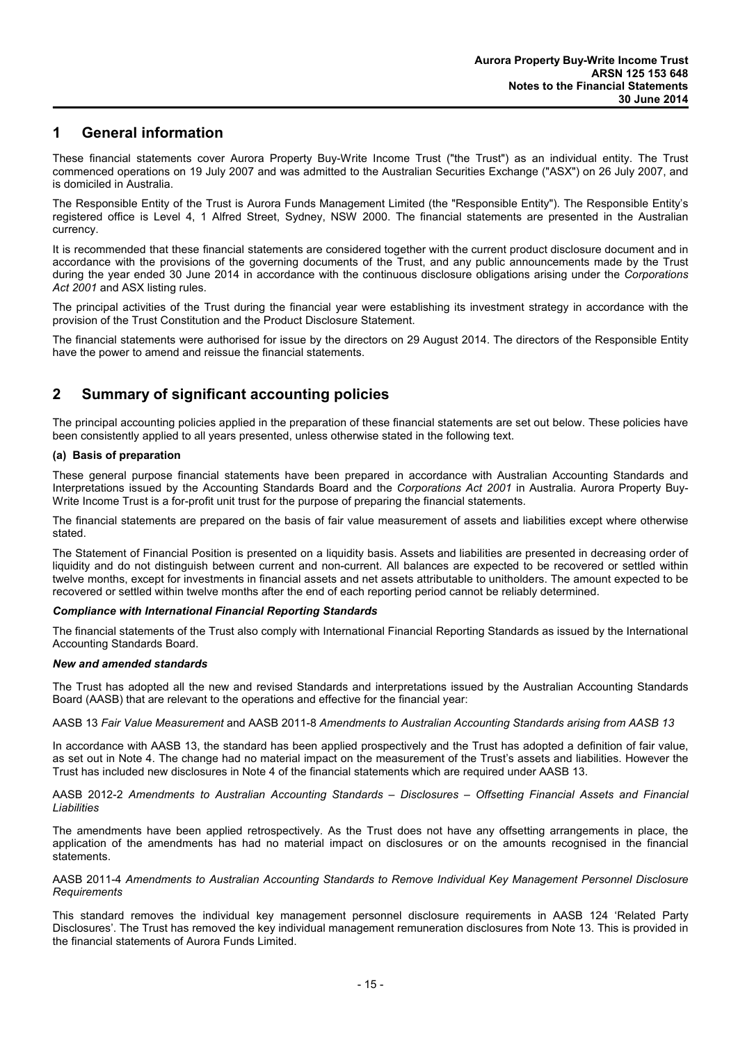## 1 General information

These financial statements cover Aurora Property Buy-Write Income Trust ("the Trust") as an individual entity. The Trust commenced operations on 19 July 2007 and was admitted to the Australian Securities Exchange ("ASX") on 26 July 2007, and is domiciled in Australia.

The Responsible Entity of the Trust is Aurora Funds Management Limited (the "Responsible Entity"). The Responsible Entity's registered office is Level 4, 1 Alfred Street, Sydney, NSW 2000. The financial statements are presented in the Australian currency.

It is recommended that these financial statements are considered together with the current product disclosure document and in accordance with the provisions of the governing documents of the Trust, and any public announcements made by the Trust during the year ended 30 June 2014 in accordance with the continuous disclosure obligations arising under the *Corporations Act 2001* and ASX listing rules.

The principal activities of the Trust during the financial year were establishing its investment strategy in accordance with the provision of the Trust Constitution and the Product Disclosure Statement.

The financial statements were authorised for issue by the directors on 29 August 2014. The directors of the Responsible Entity have the power to amend and reissue the financial statements.

## 2 Summary of significant accounting policies

The principal accounting policies applied in the preparation of these financial statements are set out below. These policies have been consistently applied to all years presented, unless otherwise stated in the following text.

**(a) Basis of preparation**

These general purpose financial statements have been prepared in accordance with Australian Accounting Standards and Interpretations issued by the Accounting Standards Board and the *Corporations Act 2001* in Australia. Aurora Property Buy-Write Income Trust is a for-profit unit trust for the purpose of preparing the financial statements.

The financial statements are prepared on the basis of fair value measurement of assets and liabilities except where otherwise stated.

The Statement of Financial Position is presented on a liquidity basis. Assets and liabilities are presented in decreasing order of liquidity and do not distinguish between current and non-current. All balances are expected to be recovered or settled within twelve months, except for investments in financial assets and net assets attributable to unitholders. The amount expected to be recovered or settled within twelve months after the end of each reporting period cannot be reliably determined.

***Compliance with International Financial Reporting Standards***

The financial statements of the Trust also comply with International Financial Reporting Standards as issued by the International Accounting Standards Board.

***New and amended standards***

The Trust has adopted all the new and revised Standards and interpretations issued by the Australian Accounting Standards Board (AASB) that are relevant to the operations and effective for the financial year:

AASB 13 *Fair Value Measurement* and AASB 2011-8 *Amendments to Australian Accounting Standards arising from AASB 13*

In accordance with AASB 13, the standard has been applied prospectively and the Trust has adopted a definition of fair value, as set out in Note 4. The change had no material impact on the measurement of the Trust's assets and liabilities. However the Trust has included new disclosures in Note 4 of the financial statements which are required under AASB 13.

AASB 2012-2 *Amendments to Australian Accounting Standards – Disclosures – Offsetting Financial Assets and Financial Liabilities*

The amendments have been applied retrospectively. As the Trust does not have any offsetting arrangements in place, the application of the amendments has had no material impact on disclosures or on the amounts recognised in the financial statements.

AASB 2011-4 *Amendments to Australian Accounting Standards to Remove Individual Key Management Personnel Disclosure Requirements*

This standard removes the individual key management personnel disclosure requirements in AASB 124 'Related Party Disclosures'. The Trust has removed the key individual management remuneration disclosures from Note 13. This is provided in the financial statements of Aurora Funds Limited.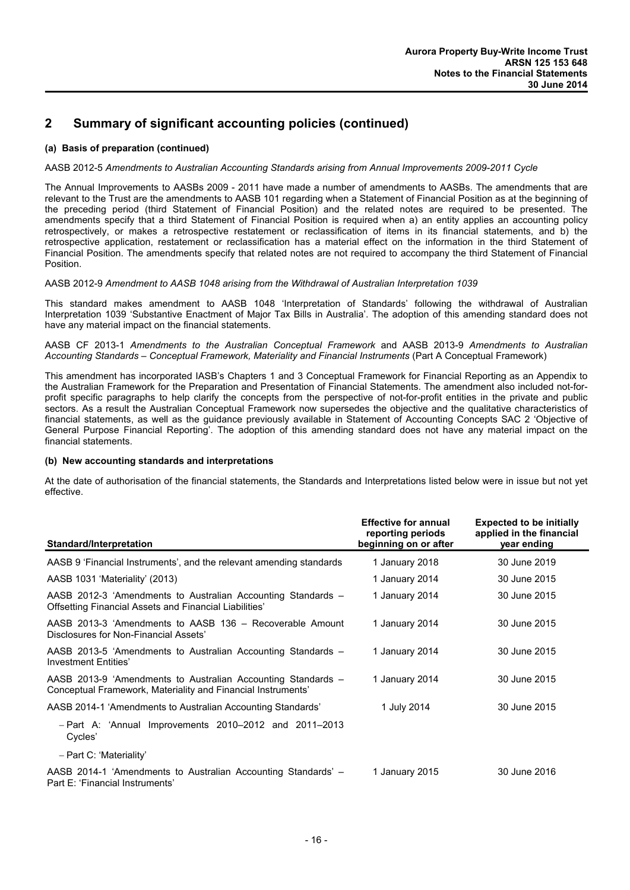## 2 Summary of significant accounting policies (continued)

### (a) Basis of preparation (continued)

AASB 2012-5 *Amendments to Australian Accounting Standards arising from Annual Improvements 2009-2011 Cycle*

The Annual Improvements to AASBs 2009 - 2011 have made a number of amendments to AASBs. The amendments that are relevant to the Trust are the amendments to AASB 101 regarding when a Statement of Financial Position as at the beginning of the preceding period (third Statement of Financial Position) and the related notes are required to be presented. The amendments specify that a third Statement of Financial Position is required when a) an entity applies an accounting policy retrospectively, or makes a retrospective restatement or reclassification of items in its financial statements, and b) the retrospective application, restatement or reclassification has a material effect on the information in the third Statement of Financial Position. The amendments specify that related notes are not required to accompany the third Statement of Financial Position.

AASB 2012-9 *Amendment to AASB 1048 arising from the Withdrawal of Australian Interpretation 1039*

This standard makes amendment to AASB 1048 'Interpretation of Standards' following the withdrawal of Australian Interpretation 1039 'Substantive Enactment of Major Tax Bills in Australia'. The adoption of this amending standard does not have any material impact on the financial statements.

AASB CF 2013-1 *Amendments to the Australian Conceptual Framework* and AASB 2013-9 *Amendments to Australian Accounting Standards – Conceptual Framework, Materiality and Financial Instruments* (Part A Conceptual Framework)

This amendment has incorporated IASB's Chapters 1 and 3 Conceptual Framework for Financial Reporting as an Appendix to the Australian Framework for the Preparation and Presentation of Financial Statements. The amendment also included not-for-profit specific paragraphs to help clarify the concepts from the perspective of not-for-profit entities in the private and public sectors. As a result the Australian Conceptual Framework now supersedes the objective and the qualitative characteristics of financial statements, as well as the guidance previously available in Statement of Accounting Concepts SAC 2 'Objective of General Purpose Financial Reporting'. The adoption of this amending standard does not have any material impact on the financial statements.

### (b) New accounting standards and interpretations

At the date of authorisation of the financial statements, the Standards and Interpretations listed below were in issue but not yet effective.

| Standard/Interpretation | Effective for annual reporting periods beginning on or after | Expected to be initially applied in the financial year ending |
|---|---|---|
| AASB 9 'Financial Instruments', and the relevant amending standards | 1 January 2018 | 30 June 2019 |
| AASB 1031 'Materiality' (2013) | 1 January 2014 | 30 June 2015 |
| AASB 2012-3 'Amendments to Australian Accounting Standards – Offsetting Financial Assets and Financial Liabilities' | 1 January 2014 | 30 June 2015 |
| AASB 2013-3 'Amendments to AASB 136 – Recoverable Amount Disclosures for Non-Financial Assets' | 1 January 2014 | 30 June 2015 |
| AASB 2013-5 'Amendments to Australian Accounting Standards – Investment Entities' | 1 January 2014 | 30 June 2015 |
| AASB 2013-9 'Amendments to Australian Accounting Standards – Conceptual Framework, Materiality and Financial Instruments' | 1 January 2014 | 30 June 2015 |
| AASB 2014-1 'Amendments to Australian Accounting Standards' | 1 July 2014 | 30 June 2015 |
| – Part A: 'Annual Improvements 2010–2012 and 2011–2013 Cycles' | | |
| – Part C: 'Materiality' | | |
| AASB 2014-1 'Amendments to Australian Accounting Standards' – Part E: 'Financial Instruments' | 1 January 2015 | 30 June 2016 |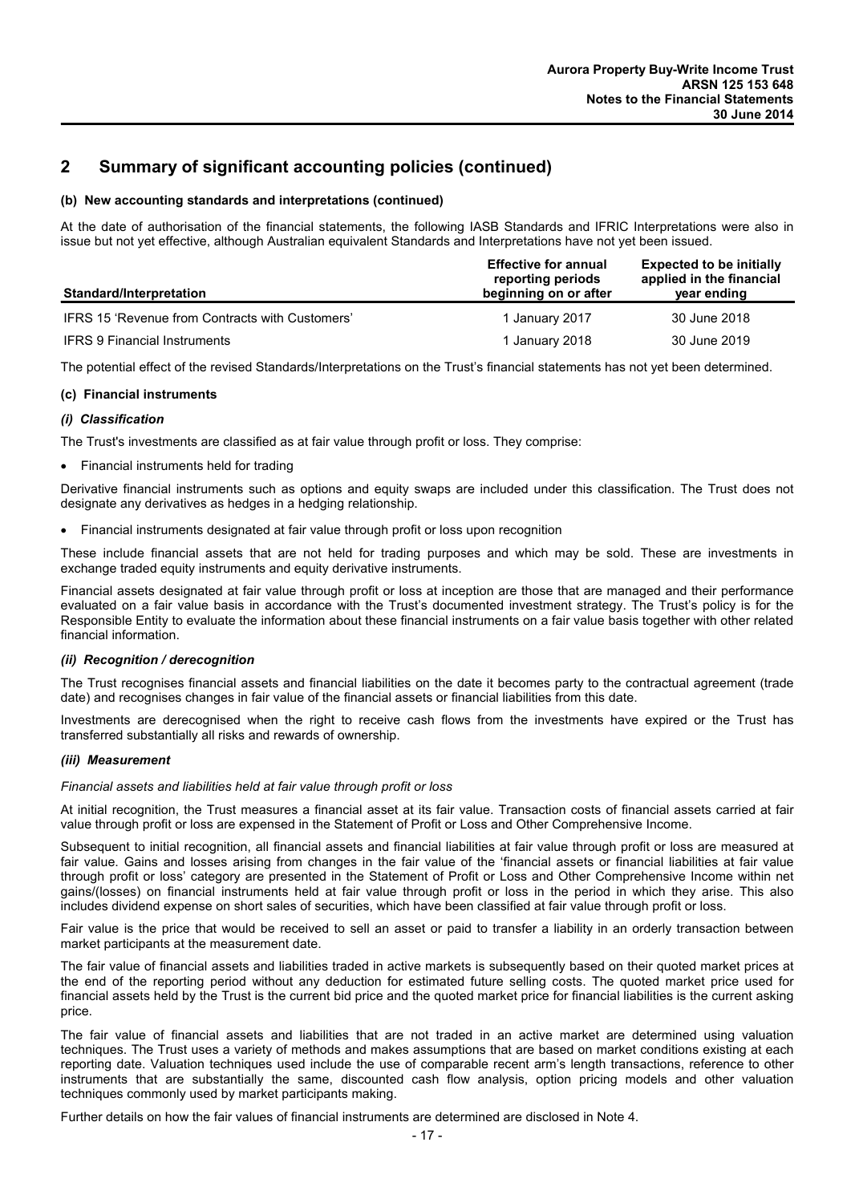## 2 Summary of significant accounting policies (continued)

### (b) New accounting standards and interpretations (continued)

At the date of authorisation of the financial statements, the following IASB Standards and IFRIC Interpretations were also in issue but not yet effective, although Australian equivalent Standards and Interpretations have not yet been issued.

| Standard/Interpretation | Effective for annual reporting periods beginning on or after | Expected to be initially applied in the financial year ending |
|---|---|---|
| IFRS 15 'Revenue from Contracts with Customers' | 1 January 2017 | 30 June 2018 |
| IFRS 9 Financial Instruments | 1 January 2018 | 30 June 2019 |

The potential effect of the revised Standards/Interpretations on the Trust's financial statements has not yet been determined.

### (c) Financial instruments

#### *(i) Classification*

The Trust's investments are classified as at fair value through profit or loss. They comprise:

- Financial instruments held for trading

Derivative financial instruments such as options and equity swaps are included under this classification. The Trust does not designate any derivatives as hedges in a hedging relationship.

- Financial instruments designated at fair value through profit or loss upon recognition

These include financial assets that are not held for trading purposes and which may be sold. These are investments in exchange traded equity instruments and equity derivative instruments.

Financial assets designated at fair value through profit or loss at inception are those that are managed and their performance evaluated on a fair value basis in accordance with the Trust's documented investment strategy. The Trust's policy is for the Responsible Entity to evaluate the information about these financial instruments on a fair value basis together with other related financial information.

#### *(ii) Recognition / derecognition*

The Trust recognises financial assets and financial liabilities on the date it becomes party to the contractual agreement (trade date) and recognises changes in fair value of the financial assets or financial liabilities from this date.

Investments are derecognised when the right to receive cash flows from the investments have expired or the Trust has transferred substantially all risks and rewards of ownership.

#### *(iii) Measurement*

*Financial assets and liabilities held at fair value through profit or loss*

At initial recognition, the Trust measures a financial asset at its fair value. Transaction costs of financial assets carried at fair value through profit or loss are expensed in the Statement of Profit or Loss and Other Comprehensive Income.

Subsequent to initial recognition, all financial assets and financial liabilities at fair value through profit or loss are measured at fair value. Gains and losses arising from changes in the fair value of the 'financial assets or financial liabilities at fair value through profit or loss' category are presented in the Statement of Profit or Loss and Other Comprehensive Income within net gains/(losses) on financial instruments held at fair value through profit or loss in the period in which they arise. This also includes dividend expense on short sales of securities, which have been classified at fair value through profit or loss.

Fair value is the price that would be received to sell an asset or paid to transfer a liability in an orderly transaction between market participants at the measurement date.

The fair value of financial assets and liabilities traded in active markets is subsequently based on their quoted market prices at the end of the reporting period without any deduction for estimated future selling costs. The quoted market price used for financial assets held by the Trust is the current bid price and the quoted market price for financial liabilities is the current asking price.

The fair value of financial assets and liabilities that are not traded in an active market are determined using valuation techniques. The Trust uses a variety of methods and makes assumptions that are based on market conditions existing at each reporting date. Valuation techniques used include the use of comparable recent arm's length transactions, reference to other instruments that are substantially the same, discounted cash flow analysis, option pricing models and other valuation techniques commonly used by market participants making.

Further details on how the fair values of financial instruments are determined are disclosed in Note 4.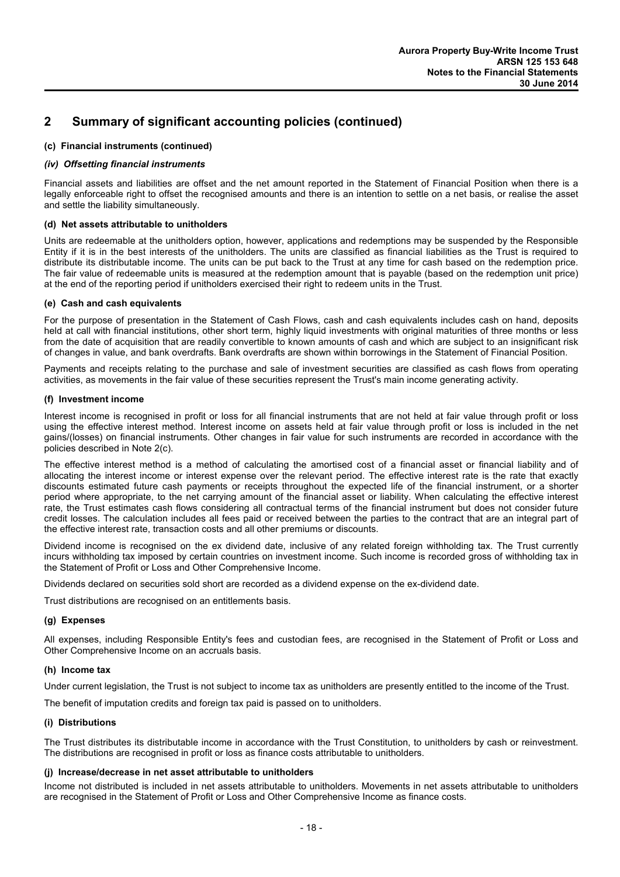## 2 Summary of significant accounting policies (continued)

### (c) Financial instruments (continued)

#### *(iv) Offsetting financial instruments*

Financial assets and liabilities are offset and the net amount reported in the Statement of Financial Position when there is a legally enforceable right to offset the recognised amounts and there is an intention to settle on a net basis, or realise the asset and settle the liability simultaneously.

### (d) Net assets attributable to unitholders

Units are redeemable at the unitholders option, however, applications and redemptions may be suspended by the Responsible Entity if it is in the best interests of the unitholders. The units are classified as financial liabilities as the Trust is required to distribute its distributable income. The units can be put back to the Trust at any time for cash based on the redemption price. The fair value of redeemable units is measured at the redemption amount that is payable (based on the redemption unit price) at the end of the reporting period if unitholders exercised their right to redeem units in the Trust.

### (e) Cash and cash equivalents

For the purpose of presentation in the Statement of Cash Flows, cash and cash equivalents includes cash on hand, deposits held at call with financial institutions, other short term, highly liquid investments with original maturities of three months or less from the date of acquisition that are readily convertible to known amounts of cash and which are subject to an insignificant risk of changes in value, and bank overdrafts. Bank overdrafts are shown within borrowings in the Statement of Financial Position.

Payments and receipts relating to the purchase and sale of investment securities are classified as cash flows from operating activities, as movements in the fair value of these securities represent the Trust's main income generating activity.

### (f) Investment income

Interest income is recognised in profit or loss for all financial instruments that are not held at fair value through profit or loss using the effective interest method. Interest income on assets held at fair value through profit or loss is included in the net gains/(losses) on financial instruments. Other changes in fair value for such instruments are recorded in accordance with the policies described in Note 2(c).

The effective interest method is a method of calculating the amortised cost of a financial asset or financial liability and of allocating the interest income or interest expense over the relevant period. The effective interest rate is the rate that exactly discounts estimated future cash payments or receipts throughout the expected life of the financial instrument, or a shorter period where appropriate, to the net carrying amount of the financial asset or liability. When calculating the effective interest rate, the Trust estimates cash flows considering all contractual terms of the financial instrument but does not consider future credit losses. The calculation includes all fees paid or received between the parties to the contract that are an integral part of the effective interest rate, transaction costs and all other premiums or discounts.

Dividend income is recognised on the ex dividend date, inclusive of any related foreign withholding tax. The Trust currently incurs withholding tax imposed by certain countries on investment income. Such income is recorded gross of withholding tax in the Statement of Profit or Loss and Other Comprehensive Income.

Dividends declared on securities sold short are recorded as a dividend expense on the ex-dividend date.

Trust distributions are recognised on an entitlements basis.

### (g) Expenses

All expenses, including Responsible Entity's fees and custodian fees, are recognised in the Statement of Profit or Loss and Other Comprehensive Income on an accruals basis.

### (h) Income tax

Under current legislation, the Trust is not subject to income tax as unitholders are presently entitled to the income of the Trust.

The benefit of imputation credits and foreign tax paid is passed on to unitholders.

### (i) Distributions

The Trust distributes its distributable income in accordance with the Trust Constitution, to unitholders by cash or reinvestment. The distributions are recognised in profit or loss as finance costs attributable to unitholders.

### (j) Increase/decrease in net asset attributable to unitholders

Income not distributed is included in net assets attributable to unitholders. Movements in net assets attributable to unitholders are recognised in the Statement of Profit or Loss and Other Comprehensive Income as finance costs.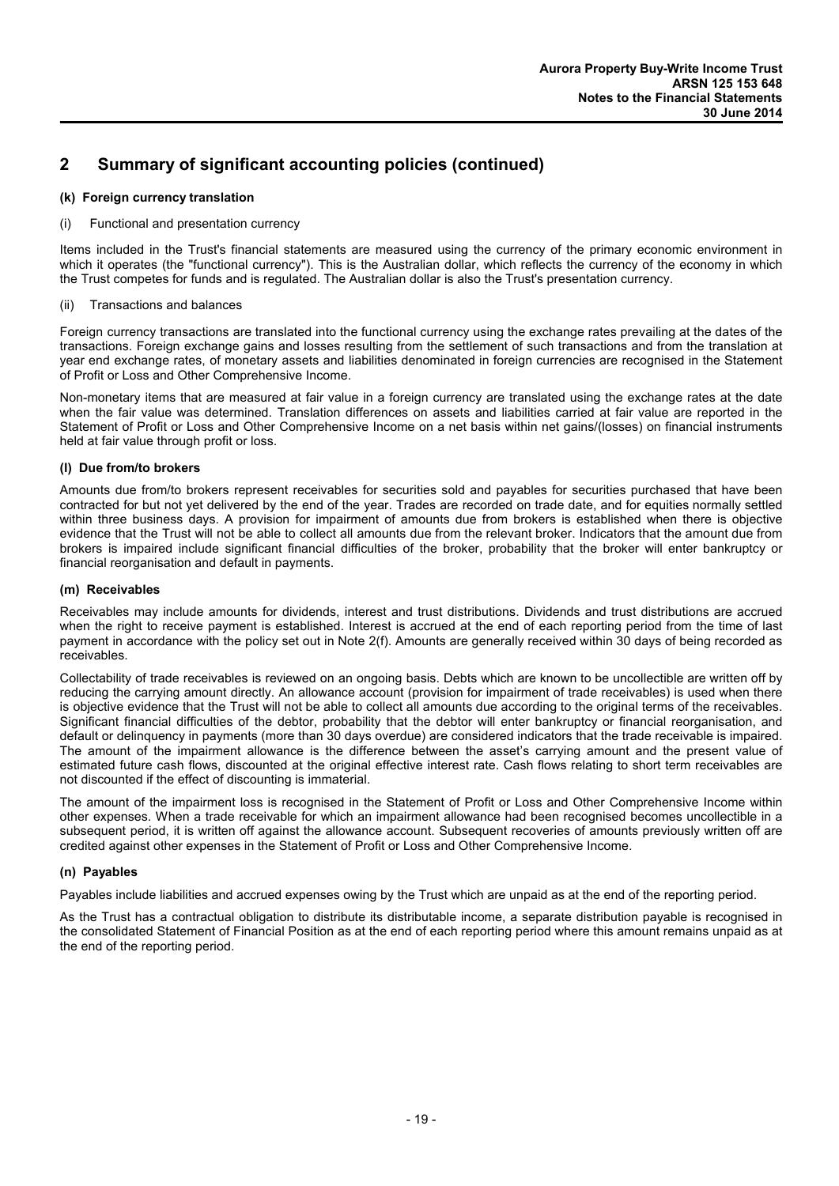## 2 Summary of significant accounting policies (continued)

### (k) Foreign currency translation

(i) Functional and presentation currency

Items included in the Trust's financial statements are measured using the currency of the primary economic environment in which it operates (the "functional currency"). This is the Australian dollar, which reflects the currency of the economy in which the Trust competes for funds and is regulated. The Australian dollar is also the Trust's presentation currency.

(ii) Transactions and balances

Foreign currency transactions are translated into the functional currency using the exchange rates prevailing at the dates of the transactions. Foreign exchange gains and losses resulting from the settlement of such transactions and from the translation at year end exchange rates, of monetary assets and liabilities denominated in foreign currencies are recognised in the Statement of Profit or Loss and Other Comprehensive Income.

Non-monetary items that are measured at fair value in a foreign currency are translated using the exchange rates at the date when the fair value was determined. Translation differences on assets and liabilities carried at fair value are reported in the Statement of Profit or Loss and Other Comprehensive Income on a net basis within net gains/(losses) on financial instruments held at fair value through profit or loss.

### (l) Due from/to brokers

Amounts due from/to brokers represent receivables for securities sold and payables for securities purchased that have been contracted for but not yet delivered by the end of the year. Trades are recorded on trade date, and for equities normally settled within three business days. A provision for impairment of amounts due from brokers is established when there is objective evidence that the Trust will not be able to collect all amounts due from the relevant broker. Indicators that the amount due from brokers is impaired include significant financial difficulties of the broker, probability that the broker will enter bankruptcy or financial reorganisation and default in payments.

### (m) Receivables

Receivables may include amounts for dividends, interest and trust distributions. Dividends and trust distributions are accrued when the right to receive payment is established. Interest is accrued at the end of each reporting period from the time of last payment in accordance with the policy set out in Note 2(f). Amounts are generally received within 30 days of being recorded as receivables.

Collectability of trade receivables is reviewed on an ongoing basis. Debts which are known to be uncollectible are written off by reducing the carrying amount directly. An allowance account (provision for impairment of trade receivables) is used when there is objective evidence that the Trust will not be able to collect all amounts due according to the original terms of the receivables. Significant financial difficulties of the debtor, probability that the debtor will enter bankruptcy or financial reorganisation, and default or delinquency in payments (more than 30 days overdue) are considered indicators that the trade receivable is impaired. The amount of the impairment allowance is the difference between the asset's carrying amount and the present value of estimated future cash flows, discounted at the original effective interest rate. Cash flows relating to short term receivables are not discounted if the effect of discounting is immaterial.

The amount of the impairment loss is recognised in the Statement of Profit or Loss and Other Comprehensive Income within other expenses. When a trade receivable for which an impairment allowance had been recognised becomes uncollectible in a subsequent period, it is written off against the allowance account. Subsequent recoveries of amounts previously written off are credited against other expenses in the Statement of Profit or Loss and Other Comprehensive Income.

### (n) Payables

Payables include liabilities and accrued expenses owing by the Trust which are unpaid as at the end of the reporting period.

As the Trust has a contractual obligation to distribute its distributable income, a separate distribution payable is recognised in the consolidated Statement of Financial Position as at the end of each reporting period where this amount remains unpaid as at the end of the reporting period.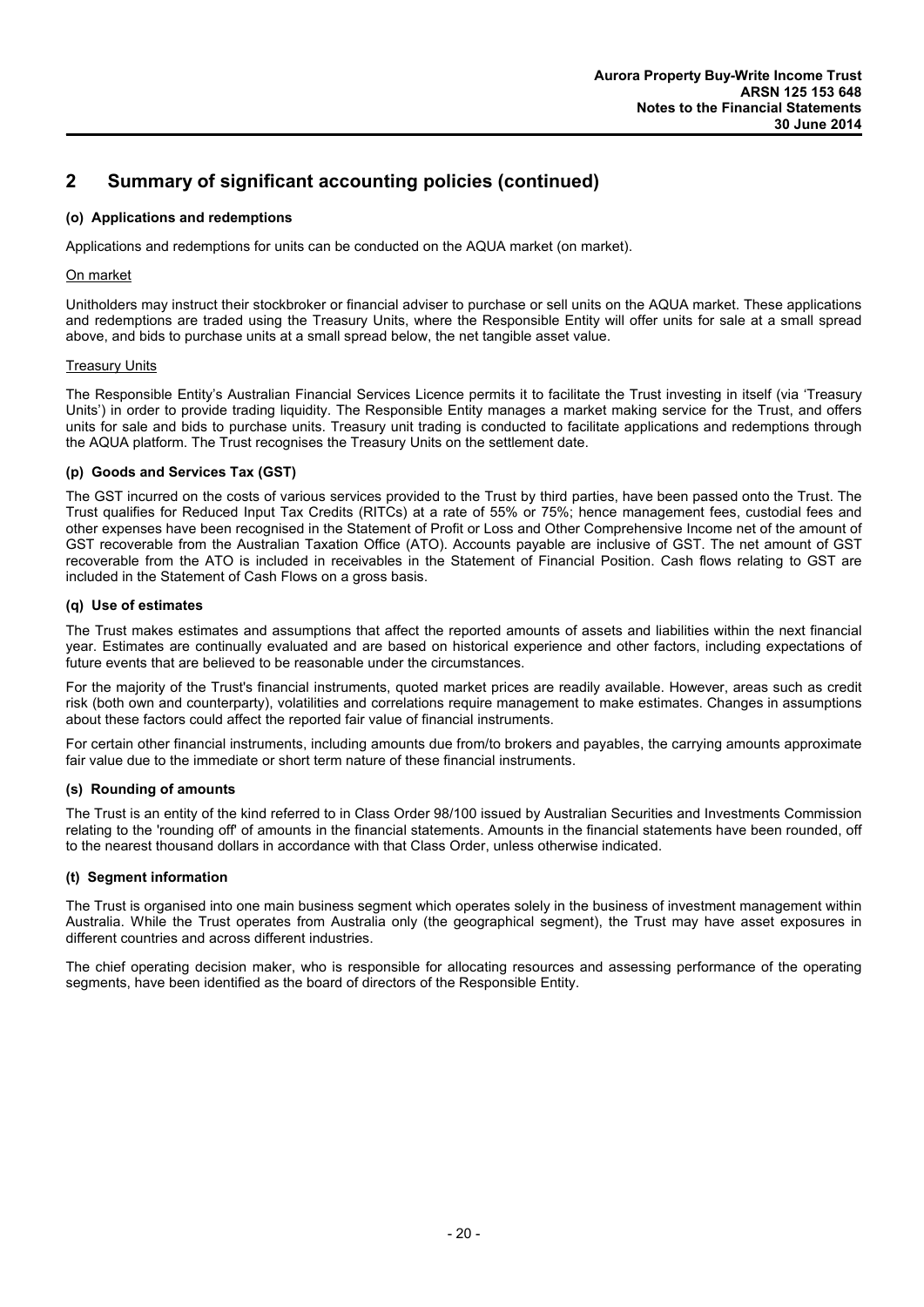## 2 Summary of significant accounting policies (continued)

### (o) Applications and redemptions

Applications and redemptions for units can be conducted on the AQUA market (on market).

<u>On market</u>

Unitholders may instruct their stockbroker or financial adviser to purchase or sell units on the AQUA market. These applications and redemptions are traded using the Treasury Units, where the Responsible Entity will offer units for sale at a small spread above, and bids to purchase units at a small spread below, the net tangible asset value.

<u>Treasury Units</u>

The Responsible Entity's Australian Financial Services Licence permits it to facilitate the Trust investing in itself (via 'Treasury Units') in order to provide trading liquidity. The Responsible Entity manages a market making service for the Trust, and offers units for sale and bids to purchase units. Treasury unit trading is conducted to facilitate applications and redemptions through the AQUA platform. The Trust recognises the Treasury Units on the settlement date.

### (p) Goods and Services Tax (GST)

The GST incurred on the costs of various services provided to the Trust by third parties, have been passed onto the Trust. The Trust qualifies for Reduced Input Tax Credits (RITCs) at a rate of 55% or 75%; hence management fees, custodial fees and other expenses have been recognised in the Statement of Profit or Loss and Other Comprehensive Income net of the amount of GST recoverable from the Australian Taxation Office (ATO). Accounts payable are inclusive of GST. The net amount of GST recoverable from the ATO is included in receivables in the Statement of Financial Position. Cash flows relating to GST are included in the Statement of Cash Flows on a gross basis.

### (q) Use of estimates

The Trust makes estimates and assumptions that affect the reported amounts of assets and liabilities within the next financial year. Estimates are continually evaluated and are based on historical experience and other factors, including expectations of future events that are believed to be reasonable under the circumstances.

For the majority of the Trust's financial instruments, quoted market prices are readily available. However, areas such as credit risk (both own and counterparty), volatilities and correlations require management to make estimates. Changes in assumptions about these factors could affect the reported fair value of financial instruments.

For certain other financial instruments, including amounts due from/to brokers and payables, the carrying amounts approximate fair value due to the immediate or short term nature of these financial instruments.

### (s) Rounding of amounts

The Trust is an entity of the kind referred to in Class Order 98/100 issued by Australian Securities and Investments Commission relating to the 'rounding off' of amounts in the financial statements. Amounts in the financial statements have been rounded, off to the nearest thousand dollars in accordance with that Class Order, unless otherwise indicated.

### (t) Segment information

The Trust is organised into one main business segment which operates solely in the business of investment management within Australia. While the Trust operates from Australia only (the geographical segment), the Trust may have asset exposures in different countries and across different industries.

The chief operating decision maker, who is responsible for allocating resources and assessing performance of the operating segments, have been identified as the board of directors of the Responsible Entity.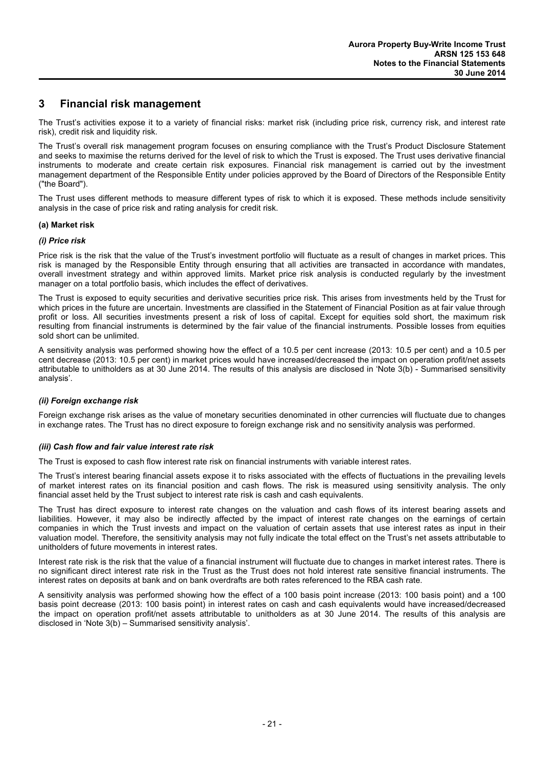## 3 Financial risk management

The Trust's activities expose it to a variety of financial risks: market risk (including price risk, currency risk, and interest rate risk), credit risk and liquidity risk.

The Trust's overall risk management program focuses on ensuring compliance with the Trust's Product Disclosure Statement and seeks to maximise the returns derived for the level of risk to which the Trust is exposed. The Trust uses derivative financial instruments to moderate and create certain risk exposures. Financial risk management is carried out by the investment management department of the Responsible Entity under policies approved by the Board of Directors of the Responsible Entity ("the Board").

The Trust uses different methods to measure different types of risk to which it is exposed. These methods include sensitivity analysis in the case of price risk and rating analysis for credit risk.

**(a) Market risk**

***(i) Price risk***

Price risk is the risk that the value of the Trust's investment portfolio will fluctuate as a result of changes in market prices. This risk is managed by the Responsible Entity through ensuring that all activities are transacted in accordance with mandates, overall investment strategy and within approved limits. Market price risk analysis is conducted regularly by the investment manager on a total portfolio basis, which includes the effect of derivatives.

The Trust is exposed to equity securities and derivative securities price risk. This arises from investments held by the Trust for which prices in the future are uncertain. Investments are classified in the Statement of Financial Position as at fair value through profit or loss. All securities investments present a risk of loss of capital. Except for equities sold short, the maximum risk resulting from financial instruments is determined by the fair value of the financial instruments. Possible losses from equities sold short can be unlimited.

A sensitivity analysis was performed showing how the effect of a 10.5 per cent increase (2013: 10.5 per cent) and a 10.5 per cent decrease (2013: 10.5 per cent) in market prices would have increased/decreased the impact on operation profit/net assets attributable to unitholders as at 30 June 2014. The results of this analysis are disclosed in 'Note 3(b) - Summarised sensitivity analysis'.

***(ii) Foreign exchange risk***

Foreign exchange risk arises as the value of monetary securities denominated in other currencies will fluctuate due to changes in exchange rates. The Trust has no direct exposure to foreign exchange risk and no sensitivity analysis was performed.

***(iii) Cash flow and fair value interest rate risk***

The Trust is exposed to cash flow interest rate risk on financial instruments with variable interest rates.

The Trust's interest bearing financial assets expose it to risks associated with the effects of fluctuations in the prevailing levels of market interest rates on its financial position and cash flows. The risk is measured using sensitivity analysis. The only financial asset held by the Trust subject to interest rate risk is cash and cash equivalents.

The Trust has direct exposure to interest rate changes on the valuation and cash flows of its interest bearing assets and liabilities. However, it may also be indirectly affected by the impact of interest rate changes on the earnings of certain companies in which the Trust invests and impact on the valuation of certain assets that use interest rates as input in their valuation model. Therefore, the sensitivity analysis may not fully indicate the total effect on the Trust's net assets attributable to unitholders of future movements in interest rates.

Interest rate risk is the risk that the value of a financial instrument will fluctuate due to changes in market interest rates. There is no significant direct interest rate risk in the Trust as the Trust does not hold interest rate sensitive financial instruments. The interest rates on deposits at bank and on bank overdrafts are both rates referenced to the RBA cash rate.

A sensitivity analysis was performed showing how the effect of a 100 basis point increase (2013: 100 basis point) and a 100 basis point decrease (2013: 100 basis point) in interest rates on cash and cash equivalents would have increased/decreased the impact on operation profit/net assets attributable to unitholders as at 30 June 2014. The results of this analysis are disclosed in 'Note 3(b) – Summarised sensitivity analysis'.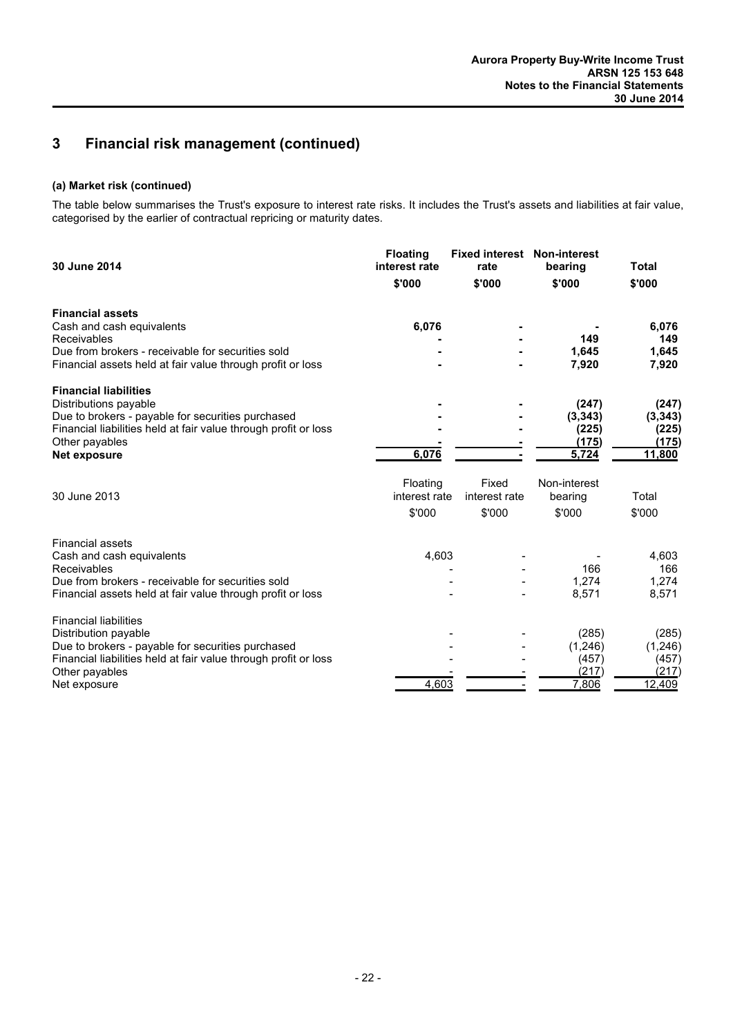## 3 Financial risk management (continued)

### (a) Market risk (continued)

The table below summarises the Trust's exposure to interest rate risks. It includes the Trust's assets and liabilities at fair value, categorised by the earlier of contractual repricing or maturity dates.

| **30 June 2014** | **Floating interest rate** | **Fixed interest rate** | **Non-interest bearing** | **Total** |
|---|---|---|---|---|
| | **\$'000** | **\$'000** | **\$'000** | **\$'000** |
| **Financial assets** | | | | |
| Cash and cash equivalents | **6,076** | **-** | **-** | **6,076** |
| Receivables | **-** | **-** | **149** | **149** |
| Due from brokers - receivable for securities sold | **-** | **-** | **1,645** | **1,645** |
| Financial assets held at fair value through profit or loss | **-** | **-** | **7,920** | **7,920** |
| **Financial liabilities** | | | | |
| Distributions payable | **-** | **-** | **(247)** | **(247)** |
| Due to brokers - payable for securities purchased | **-** | **-** | **(3,343)** | **(3,343)** |
| Financial liabilities held at fair value through profit or loss | **-** | **-** | **(225)** | **(225)** |
| Other payables | **-** | **-** | **(175)** | **(175)** |
| **Net exposure** | **6,076** | **-** | **5,724** | **11,800** |

| 30 June 2013 | Floating interest rate | Fixed interest rate | Non-interest bearing | Total |
|---|---|---|---|---|
| | \$'000 | \$'000 | \$'000 | \$'000 |
| Financial assets | | | | |
| Cash and cash equivalents | 4,603 | - | - | 4,603 |
| Receivables | - | - | 166 | 166 |
| Due from brokers - receivable for securities sold | - | - | 1,274 | 1,274 |
| Financial assets held at fair value through profit or loss | - | - | 8,571 | 8,571 |
| Financial liabilities | | | | |
| Distribution payable | - | - | (285) | (285) |
| Due to brokers - payable for securities purchased | - | - | (1,246) | (1,246) |
| Financial liabilities held at fair value through profit or loss | - | - | (457) | (457) |
| Other payables | - | - | (217) | (217) |
| Net exposure | 4,603 | - | 7,806 | 12,409 |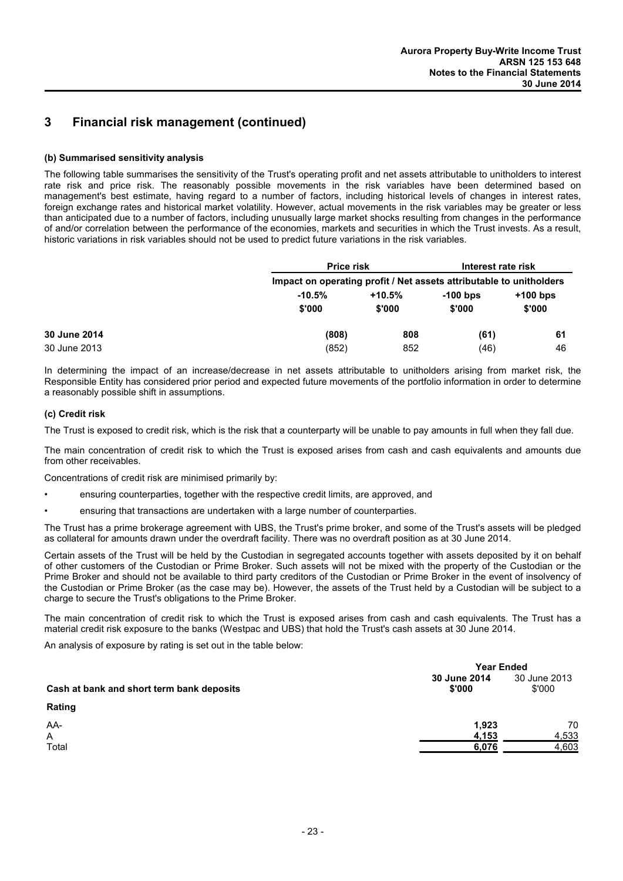# 3 Financial risk management (continued)

### (b) Summarised sensitivity analysis

The following table summarises the sensitivity of the Trust's operating profit and net assets attributable to unitholders to interest rate risk and price risk. The reasonably possible movements in the risk variables have been determined based on management's best estimate, having regard to a number of factors, including historical levels of changes in interest rates, foreign exchange rates and historical market volatility. However, actual movements in the risk variables may be greater or less than anticipated due to a number of factors, including unusually large market shocks resulting from changes in the performance of and/or correlation between the performance of the economies, markets and securities in which the Trust invests. As a result, historic variations in risk variables should not be used to predict future variations in the risk variables.

| | Price risk | | Interest rate risk | |
|---|---|---|---|---|
| | Impact on operating profit / Net assets attributable to unitholders | | | |
| | -10.5% | +10.5% | -100 bps | +100 bps |
| | $'000 | $'000 | $'000 | $'000 |
| **30 June 2014** | **(808)** | **808** | **(61)** | **61** |
| 30 June 2013 | (852) | 852 | (46) | 46 |

In determining the impact of an increase/decrease in net assets attributable to unitholders arising from market risk, the Responsible Entity has considered prior period and expected future movements of the portfolio information in order to determine a reasonably possible shift in assumptions.

### (c) Credit risk

The Trust is exposed to credit risk, which is the risk that a counterparty will be unable to pay amounts in full when they fall due.

The main concentration of credit risk to which the Trust is exposed arises from cash and cash equivalents and amounts due from other receivables.

Concentrations of credit risk are minimised primarily by:

- ensuring counterparties, together with the respective credit limits, are approved, and
- ensuring that transactions are undertaken with a large number of counterparties.

The Trust has a prime brokerage agreement with UBS, the Trust's prime broker, and some of the Trust's assets will be pledged as collateral for amounts drawn under the overdraft facility. There was no overdraft position as at 30 June 2014.

Certain assets of the Trust will be held by the Custodian in segregated accounts together with assets deposited by it on behalf of other customers of the Custodian or Prime Broker. Such assets will not be mixed with the property of the Custodian or the Prime Broker and should not be available to third party creditors of the Custodian or Prime Broker in the event of insolvency of the Custodian or Prime Broker (as the case may be). However, the assets of the Trust held by a Custodian will be subject to a charge to secure the Trust's obligations to the Prime Broker.

The main concentration of credit risk to which the Trust is exposed arises from cash and cash equivalents. The Trust has a material credit risk exposure to the banks (Westpac and UBS) that hold the Trust's cash assets at 30 June 2014.

An analysis of exposure by rating is set out in the table below:

| | Year Ended | |
|---|---|---|
| **Cash at bank and short term bank deposits** | **30 June 2014 $'000** | 30 June 2013 $'000 |
| **Rating** | | |
| AA- | **1,923** | 70 |
| A | **4,153** | 4,533 |
| Total | **6,076** | 4,603 |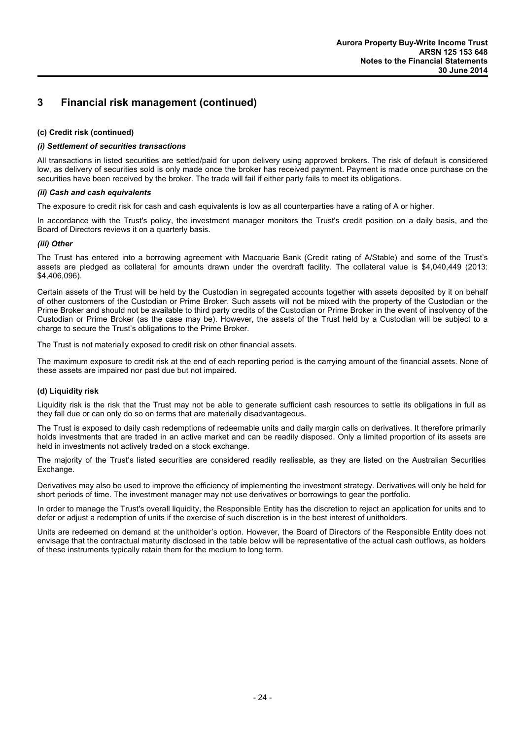# 3 Financial risk management (continued)

**(c) Credit risk (continued)**

***(i) Settlement of securities transactions***

All transactions in listed securities are settled/paid for upon delivery using approved brokers. The risk of default is considered low, as delivery of securities sold is only made once the broker has received payment. Payment is made once purchase on the securities have been received by the broker. The trade will fail if either party fails to meet its obligations.

***(ii) Cash and cash equivalents***

The exposure to credit risk for cash and cash equivalents is low as all counterparties have a rating of A or higher.

In accordance with the Trust's policy, the investment manager monitors the Trust's credit position on a daily basis, and the Board of Directors reviews it on a quarterly basis.

***(iii) Other***

The Trust has entered into a borrowing agreement with Macquarie Bank (Credit rating of A/Stable) and some of the Trust's assets are pledged as collateral for amounts drawn under the overdraft facility. The collateral value is $4,040,449 (2013: $4,406,096).

Certain assets of the Trust will be held by the Custodian in segregated accounts together with assets deposited by it on behalf of other customers of the Custodian or Prime Broker. Such assets will not be mixed with the property of the Custodian or the Prime Broker and should not be available to third party credits of the Custodian or Prime Broker in the event of insolvency of the Custodian or Prime Broker (as the case may be). However, the assets of the Trust held by a Custodian will be subject to a charge to secure the Trust's obligations to the Prime Broker.

The Trust is not materially exposed to credit risk on other financial assets.

The maximum exposure to credit risk at the end of each reporting period is the carrying amount of the financial assets. None of these assets are impaired nor past due but not impaired.

**(d) Liquidity risk**

Liquidity risk is the risk that the Trust may not be able to generate sufficient cash resources to settle its obligations in full as they fall due or can only do so on terms that are materially disadvantageous.

The Trust is exposed to daily cash redemptions of redeemable units and daily margin calls on derivatives. It therefore primarily holds investments that are traded in an active market and can be readily disposed. Only a limited proportion of its assets are held in investments not actively traded on a stock exchange.

The majority of the Trust's listed securities are considered readily realisable, as they are listed on the Australian Securities Exchange.

Derivatives may also be used to improve the efficiency of implementing the investment strategy. Derivatives will only be held for short periods of time. The investment manager may not use derivatives or borrowings to gear the portfolio.

In order to manage the Trust's overall liquidity, the Responsible Entity has the discretion to reject an application for units and to defer or adjust a redemption of units if the exercise of such discretion is in the best interest of unitholders.

Units are redeemed on demand at the unitholder's option. However, the Board of Directors of the Responsible Entity does not envisage that the contractual maturity disclosed in the table below will be representative of the actual cash outflows, as holders of these instruments typically retain them for the medium to long term.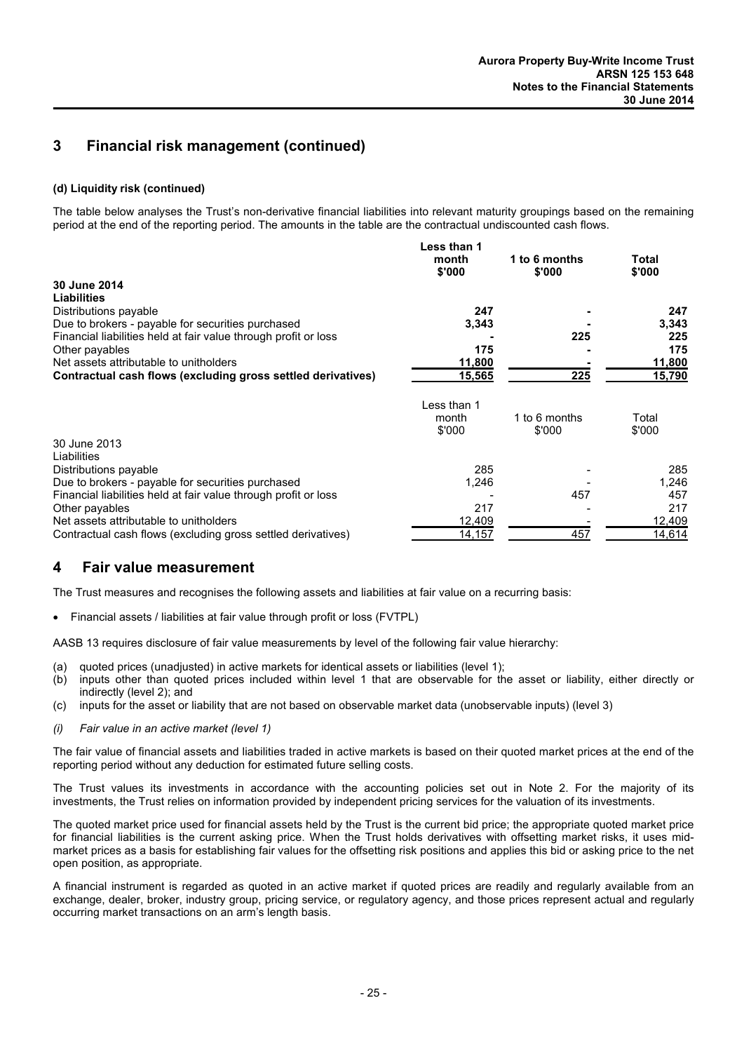## 3 Financial risk management (continued)

**(d) Liquidity risk (continued)**

The table below analyses the Trust's non-derivative financial liabilities into relevant maturity groupings based on the remaining period at the end of the reporting period. The amounts in the table are the contractual undiscounted cash flows.

| | **Less than 1 month \$'000** | **1 to 6 months \$'000** | **Total \$'000** |
|---|---|---|---|
| **30 June 2014** | | | |
| **Liabilities** | | | |
| Distributions payable | **247** | **-** | **247** |
| Due to brokers - payable for securities purchased | **3,343** | **-** | **3,343** |
| Financial liabilities held at fair value through profit or loss | **-** | **225** | **225** |
| Other payables | **175** | **-** | **175** |
| Net assets attributable to unitholders | **11,800** | **-** | **11,800** |
| **Contractual cash flows (excluding gross settled derivatives)** | **15,565** | **225** | **15,790** |

| | Less than 1 month \$'000 | 1 to 6 months \$'000 | Total \$'000 |
|---|---|---|---|
| 30 June 2013 | | | |
| Liabilities | | | |
| Distributions payable | 285 | - | 285 |
| Due to brokers - payable for securities purchased | 1,246 | - | 1,246 |
| Financial liabilities held at fair value through profit or loss | - | 457 | 457 |
| Other payables | 217 | - | 217 |
| Net assets attributable to unitholders | 12,409 | - | 12,409 |
| Contractual cash flows (excluding gross settled derivatives) | 14,157 | 457 | 14,614 |

## 4 Fair value measurement

The Trust measures and recognises the following assets and liabilities at fair value on a recurring basis:

- Financial assets / liabilities at fair value through profit or loss (FVTPL)

AASB 13 requires disclosure of fair value measurements by level of the following fair value hierarchy:

(a) quoted prices (unadjusted) in active markets for identical assets or liabilities (level 1);
(b) inputs other than quoted prices included within level 1 that are observable for the asset or liability, either directly or indirectly (level 2); and
(c) inputs for the asset or liability that are not based on observable market data (unobservable inputs) (level 3)

*(i) Fair value in an active market (level 1)*

The fair value of financial assets and liabilities traded in active markets is based on their quoted market prices at the end of the reporting period without any deduction for estimated future selling costs.

The Trust values its investments in accordance with the accounting policies set out in Note 2. For the majority of its investments, the Trust relies on information provided by independent pricing services for the valuation of its investments.

The quoted market price used for financial assets held by the Trust is the current bid price; the appropriate quoted market price for financial liabilities is the current asking price. When the Trust holds derivatives with offsetting market risks, it uses mid-market prices as a basis for establishing fair values for the offsetting risk positions and applies this bid or asking price to the net open position, as appropriate.

A financial instrument is regarded as quoted in an active market if quoted prices are readily and regularly available from an exchange, dealer, broker, industry group, pricing service, or regulatory agency, and those prices represent actual and regularly occurring market transactions on an arm's length basis.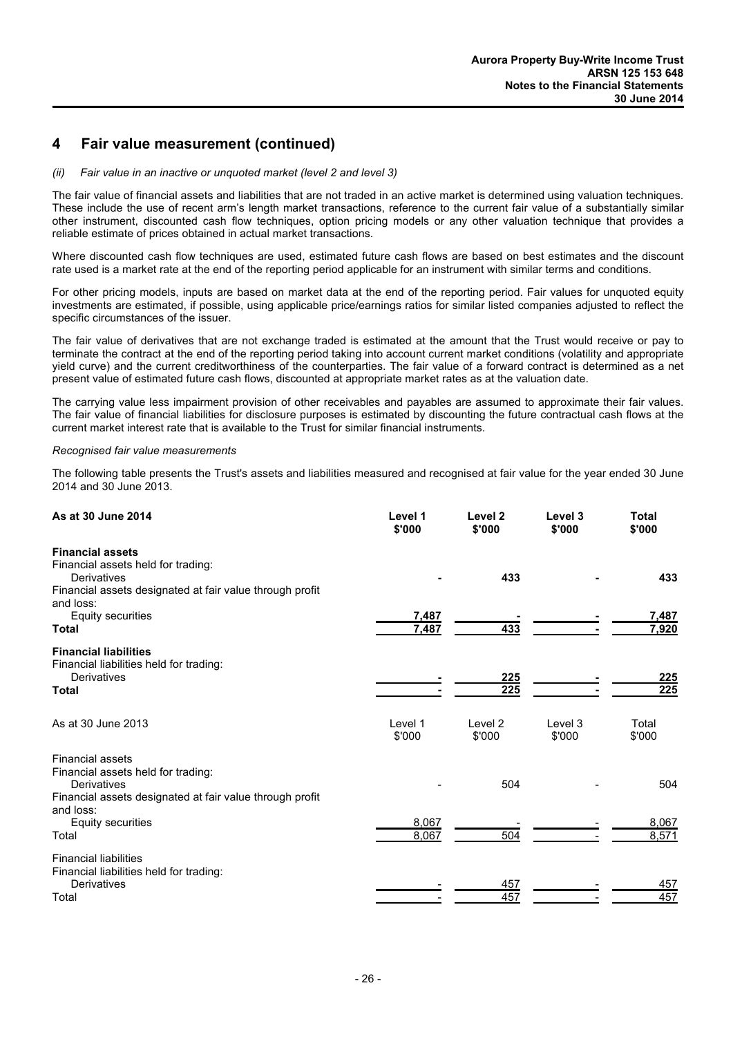## 4 Fair value measurement (continued)

*(ii) Fair value in an inactive or unquoted market (level 2 and level 3)*

The fair value of financial assets and liabilities that are not traded in an active market is determined using valuation techniques. These include the use of recent arm's length market transactions, reference to the current fair value of a substantially similar other instrument, discounted cash flow techniques, option pricing models or any other valuation technique that provides a reliable estimate of prices obtained in actual market transactions.

Where discounted cash flow techniques are used, estimated future cash flows are based on best estimates and the discount rate used is a market rate at the end of the reporting period applicable for an instrument with similar terms and conditions.

For other pricing models, inputs are based on market data at the end of the reporting period. Fair values for unquoted equity investments are estimated, if possible, using applicable price/earnings ratios for similar listed companies adjusted to reflect the specific circumstances of the issuer.

The fair value of derivatives that are not exchange traded is estimated at the amount that the Trust would receive or pay to terminate the contract at the end of the reporting period taking into account current market conditions (volatility and appropriate yield curve) and the current creditworthiness of the counterparties. The fair value of a forward contract is determined as a net present value of estimated future cash flows, discounted at appropriate market rates as at the valuation date.

The carrying value less impairment provision of other receivables and payables are assumed to approximate their fair values. The fair value of financial liabilities for disclosure purposes is estimated by discounting the future contractual cash flows at the current market interest rate that is available to the Trust for similar financial instruments.

*Recognised fair value measurements*

The following table presents the Trust's assets and liabilities measured and recognised at fair value for the year ended 30 June 2014 and 30 June 2013.

| **As at 30 June 2014** | **Level 1 \$'000** | **Level 2 \$'000** | **Level 3 \$'000** | **Total \$'000** |
|---|---|---|---|---|
| **Financial assets** | | | | |
| Financial assets held for trading: | | | | |
| Derivatives | - | 433 | - | 433 |
| Financial assets designated at fair value through profit and loss: | | | | |
| Equity securities | 7,487 | - | - | 7,487 |
| **Total** | 7,487 | 433 | - | 7,920 |
| **Financial liabilities** | | | | |
| Financial liabilities held for trading: | | | | |
| Derivatives | - | 225 | - | 225 |
| **Total** | - | 225 | - | 225 |

| As at 30 June 2013 | Level 1 \$'000 | Level 2 \$'000 | Level 3 \$'000 | Total \$'000 |
|---|---|---|---|---|
| Financial assets | | | | |
| Financial assets held for trading: | | | | |
| Derivatives | - | 504 | - | 504 |
| Financial assets designated at fair value through profit and loss: | | | | |
| Equity securities | 8,067 | - | - | 8,067 |
| Total | 8,067 | 504 | - | 8,571 |
| Financial liabilities | | | | |
| Financial liabilities held for trading: | | | | |
| Derivatives | - | 457 | - | 457 |
| Total | - | 457 | - | 457 |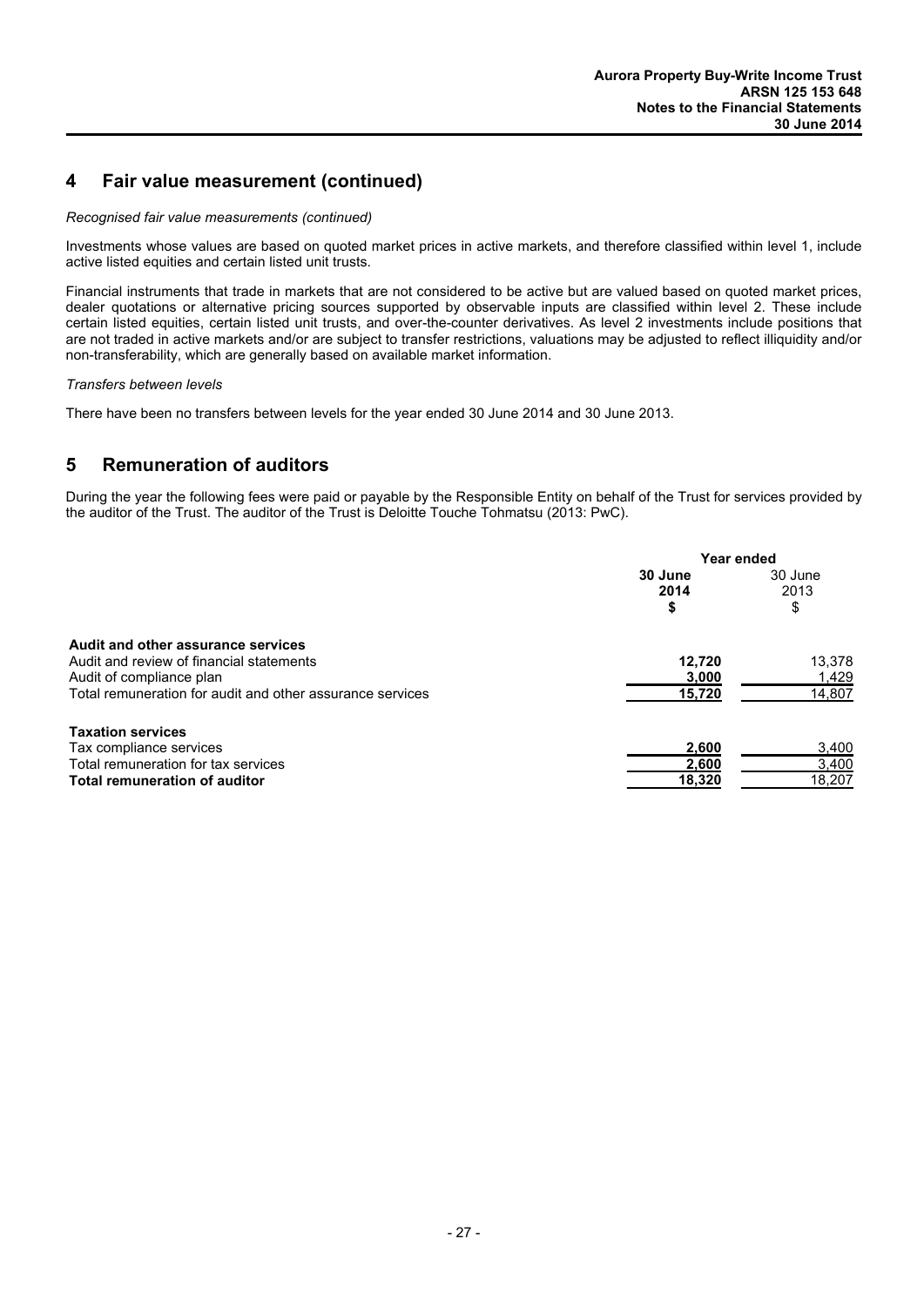## 4 Fair value measurement (continued)

*Recognised fair value measurements (continued)*

Investments whose values are based on quoted market prices in active markets, and therefore classified within level 1, include active listed equities and certain listed unit trusts.

Financial instruments that trade in markets that are not considered to be active but are valued based on quoted market prices, dealer quotations or alternative pricing sources supported by observable inputs are classified within level 2. These include certain listed equities, certain listed unit trusts, and over-the-counter derivatives. As level 2 investments include positions that are not traded in active markets and/or are subject to transfer restrictions, valuations may be adjusted to reflect illiquidity and/or non-transferability, which are generally based on available market information.

*Transfers between levels*

There have been no transfers between levels for the year ended 30 June 2014 and 30 June 2013.

## 5 Remuneration of auditors

During the year the following fees were paid or payable by the Responsible Entity on behalf of the Trust for services provided by the auditor of the Trust. The auditor of the Trust is Deloitte Touche Tohmatsu (2013: PwC).

| | Year ended | |
|---|---|---|
| | **30 June 2014 $** | 30 June 2013 $ |
| **Audit and other assurance services** | | |
| Audit and review of financial statements | **12,720** | 13,378 |
| Audit of compliance plan | **3,000** | 1,429 |
| Total remuneration for audit and other assurance services | **15,720** | 14,807 |
| **Taxation services** | | |
| Tax compliance services | **2,600** | 3,400 |
| Total remuneration for tax services | **2,600** | 3,400 |
| **Total remuneration of auditor** | **18,320** | 18,207 |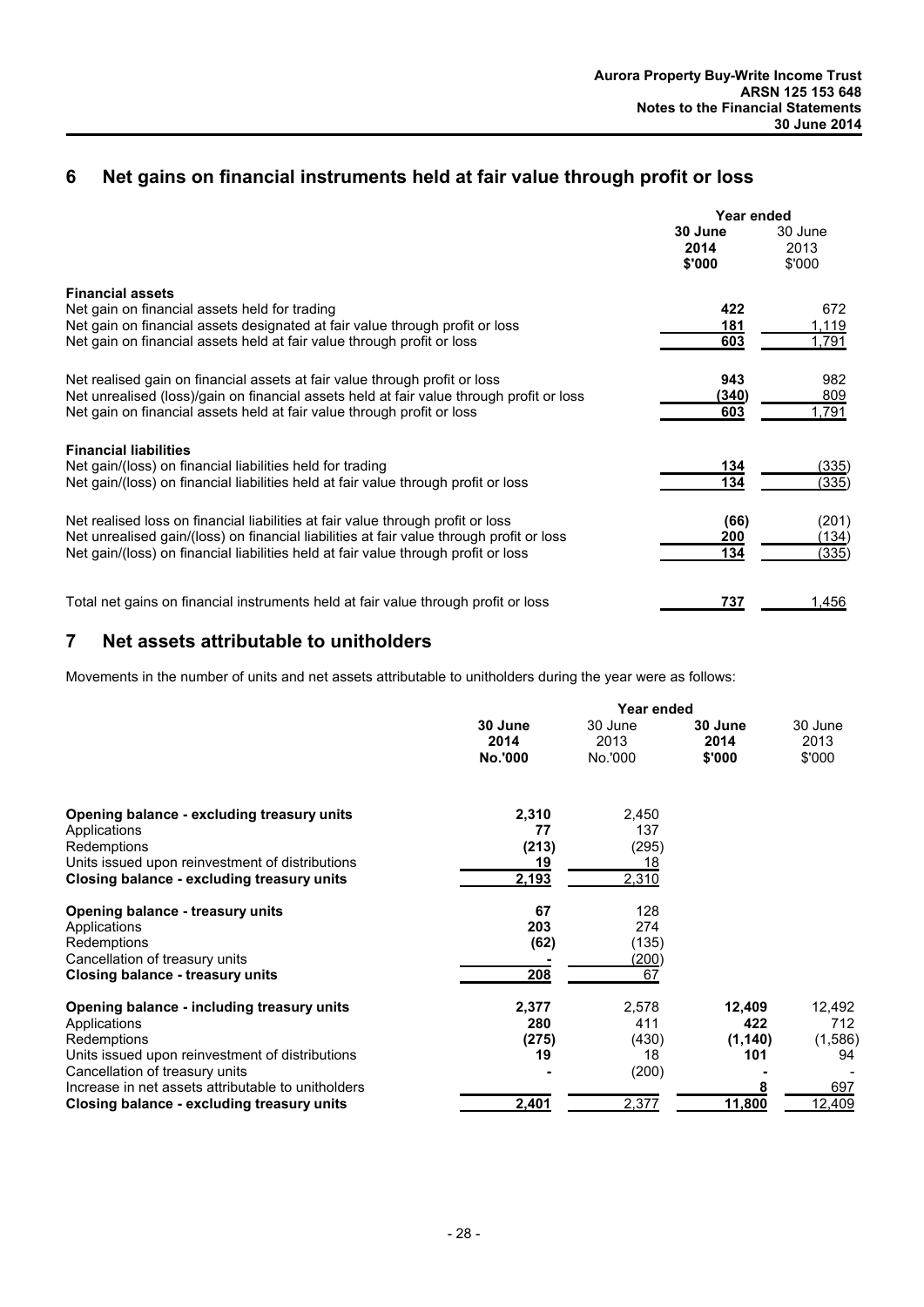## 6 Net gains on financial instruments held at fair value through profit or loss

| | Year ended | |
|---|---|---|
| | **30 June 2014 $'000** | 30 June 2013 $'000 |
| **Financial assets** | | |
| Net gain on financial assets held for trading | **422** | 672 |
| Net gain on financial assets designated at fair value through profit or loss | **181** | 1,119 |
| Net gain on financial assets held at fair value through profit or loss | **603** | 1,791 |
| | | |
| Net realised gain on financial assets at fair value through profit or loss | **943** | 982 |
| Net unrealised (loss)/gain on financial assets held at fair value through profit or loss | **(340)** | 809 |
| Net gain on financial assets held at fair value through profit or loss | **603** | 1,791 |
| | | |
| **Financial liabilities** | | |
| Net gain/(loss) on financial liabilities held for trading | **134** | (335) |
| Net gain/(loss) on financial liabilities held at fair value through profit or loss | **134** | (335) |
| | | |
| Net realised loss on financial liabilities at fair value through profit or loss | **(66)** | (201) |
| Net unrealised gain/(loss) on financial liabilities at fair value through profit or loss | **200** | (134) |
| Net gain/(loss) on financial liabilities held at fair value through profit or loss | **134** | (335) |
| | | |
| Total net gains on financial instruments held at fair value through profit or loss | **737** | 1,456 |

## 7 Net assets attributable to unitholders

Movements in the number of units and net assets attributable to unitholders during the year were as follows:

| | Year ended | | | |
|---|---|---|---|---|
| | **30 June 2014 No.'000** | 30 June 2013 No.'000 | **30 June 2014 $'000** | 30 June 2013 $'000 |
| **Opening balance - excluding treasury units** | **2,310** | 2,450 | | |
| Applications | **77** | 137 | | |
| Redemptions | **(213)** | (295) | | |
| Units issued upon reinvestment of distributions | **19** | 18 | | |
| **Closing balance - excluding treasury units** | **2,193** | 2,310 | | |
| | | | | |
| **Opening balance - treasury units** | **67** | 128 | | |
| Applications | **203** | 274 | | |
| Redemptions | **(62)** | (135) | | |
| Cancellation of treasury units | **-** | (200) | | |
| **Closing balance - treasury units** | **208** | 67 | | |
| | | | | |
| **Opening balance - including treasury units** | **2,377** | 2,578 | **12,409** | 12,492 |
| Applications | **280** | 411 | **422** | 712 |
| Redemptions | **(275)** | (430) | **(1,140)** | (1,586) |
| Units issued upon reinvestment of distributions | **19** | 18 | **101** | 94 |
| Cancellation of treasury units | **-** | (200) | **-** | - |
| Increase in net assets attributable to unitholders | | | **8** | 697 |
| **Closing balance - excluding treasury units** | **2,401** | 2,377 | **11,800** | 12,409 |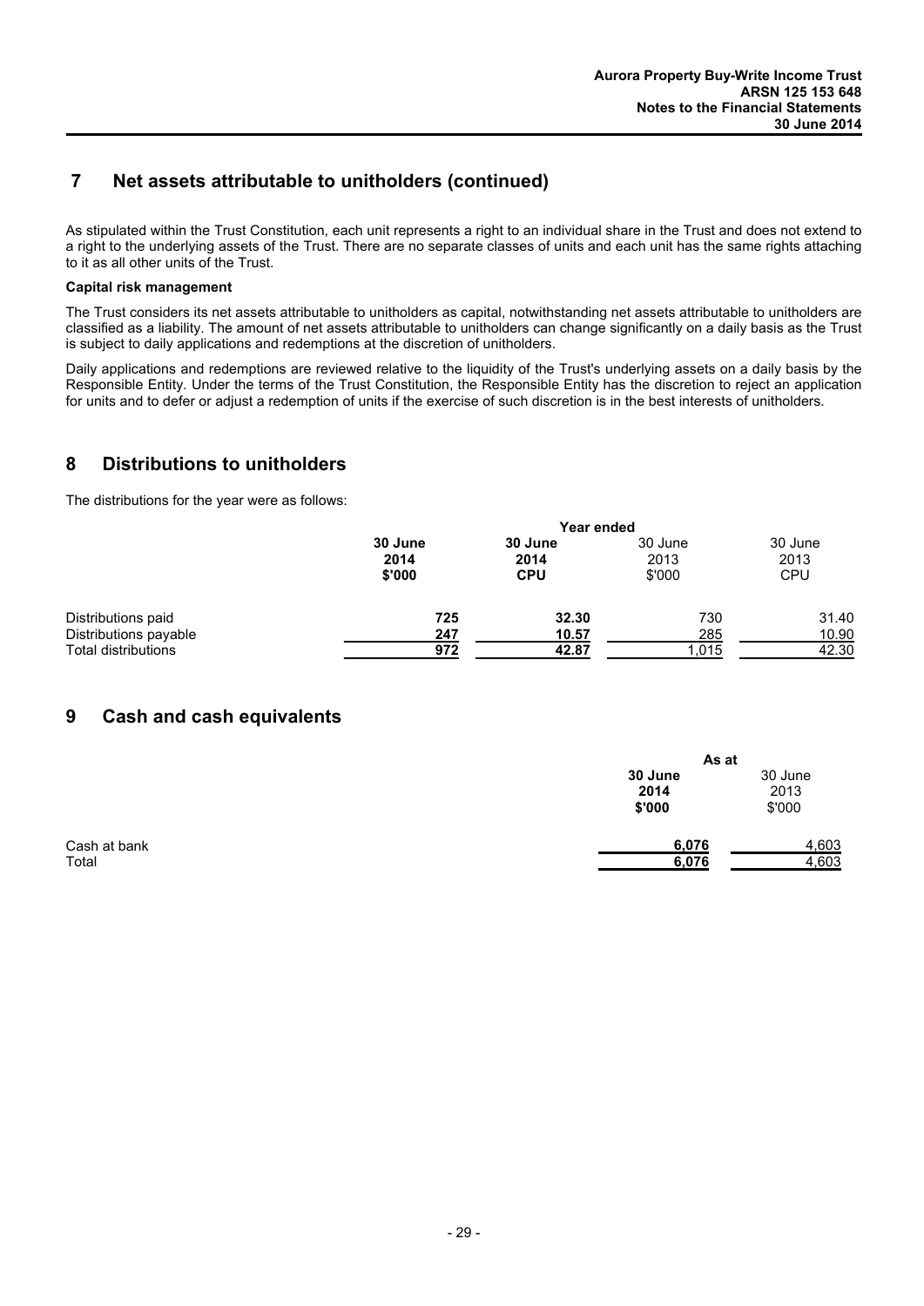## 7 Net assets attributable to unitholders (continued)

As stipulated within the Trust Constitution, each unit represents a right to an individual share in the Trust and does not extend to a right to the underlying assets of the Trust. There are no separate classes of units and each unit has the same rights attaching to it as all other units of the Trust.

**Capital risk management**

The Trust considers its net assets attributable to unitholders as capital, notwithstanding net assets attributable to unitholders are classified as a liability. The amount of net assets attributable to unitholders can change significantly on a daily basis as the Trust is subject to daily applications and redemptions at the discretion of unitholders.

Daily applications and redemptions are reviewed relative to the liquidity of the Trust's underlying assets on a daily basis by the Responsible Entity. Under the terms of the Trust Constitution, the Responsible Entity has the discretion to reject an application for units and to defer or adjust a redemption of units if the exercise of such discretion is in the best interests of unitholders.

## 8 Distributions to unitholders

The distributions for the year were as follows:

| | Year ended | | | |
|---|---|---|---|---|
| | **30 June 2014 $'000** | **30 June 2014 CPU** | 30 June 2013 $'000 | 30 June 2013 CPU |
| Distributions paid | **725** | **32.30** | 730 | 31.40 |
| Distributions payable | **247** | **10.57** | 285 | 10.90 |
| Total distributions | **972** | **42.87** | 1,015 | 42.30 |

## 9 Cash and cash equivalents

| | As at | |
|---|---|---|
| | **30 June 2014 $'000** | 30 June 2013 $'000 |
| Cash at bank | **6,076** | 4,603 |
| Total | **6,076** | 4,603 |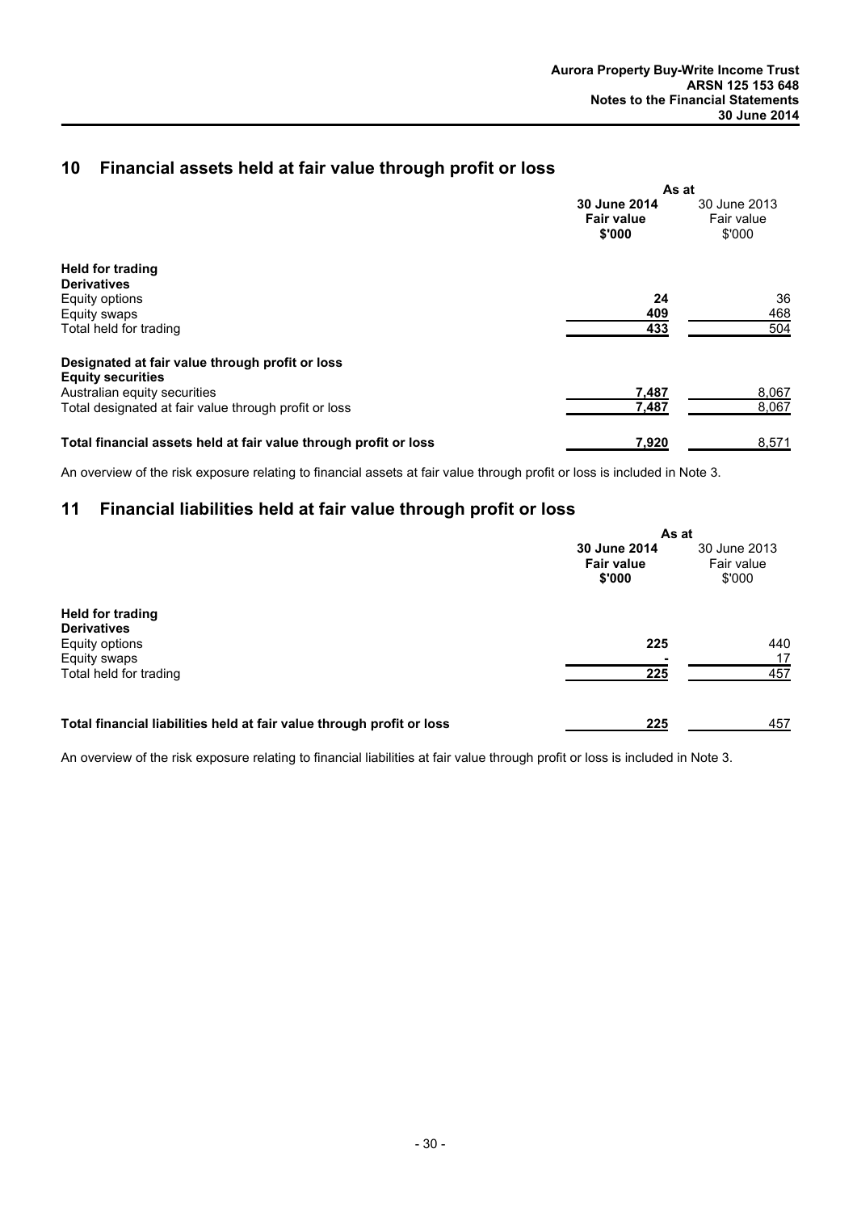## 10 Financial assets held at fair value through profit or loss

| | As at | |
|---|---|---|
| | **30 June 2014 Fair value $'000** | 30 June 2013 Fair value $'000 |
| **Held for trading** | | |
| **Derivatives** | | |
| Equity options | **24** | 36 |
| Equity swaps | **409** | 468 |
| Total held for trading | **433** | 504 |
| | | |
| **Designated at fair value through profit or loss** | | |
| **Equity securities** | | |
| Australian equity securities | **7,487** | 8,067 |
| Total designated at fair value through profit or loss | **7,487** | 8,067 |
| | | |
| **Total financial assets held at fair value through profit or loss** | **7,920** | 8,571 |

An overview of the risk exposure relating to financial assets at fair value through profit or loss is included in Note 3.

## 11 Financial liabilities held at fair value through profit or loss

| | As at | |
|---|---|---|
| | **30 June 2014 Fair value $'000** | 30 June 2013 Fair value $'000 |
| **Held for trading** | | |
| **Derivatives** | | |
| Equity options | **225** | 440 |
| Equity swaps | **-** | 17 |
| Total held for trading | **225** | 457 |
| | | |
| **Total financial liabilities held at fair value through profit or loss** | **225** | 457 |

An overview of the risk exposure relating to financial liabilities at fair value through profit or loss is included in Note 3.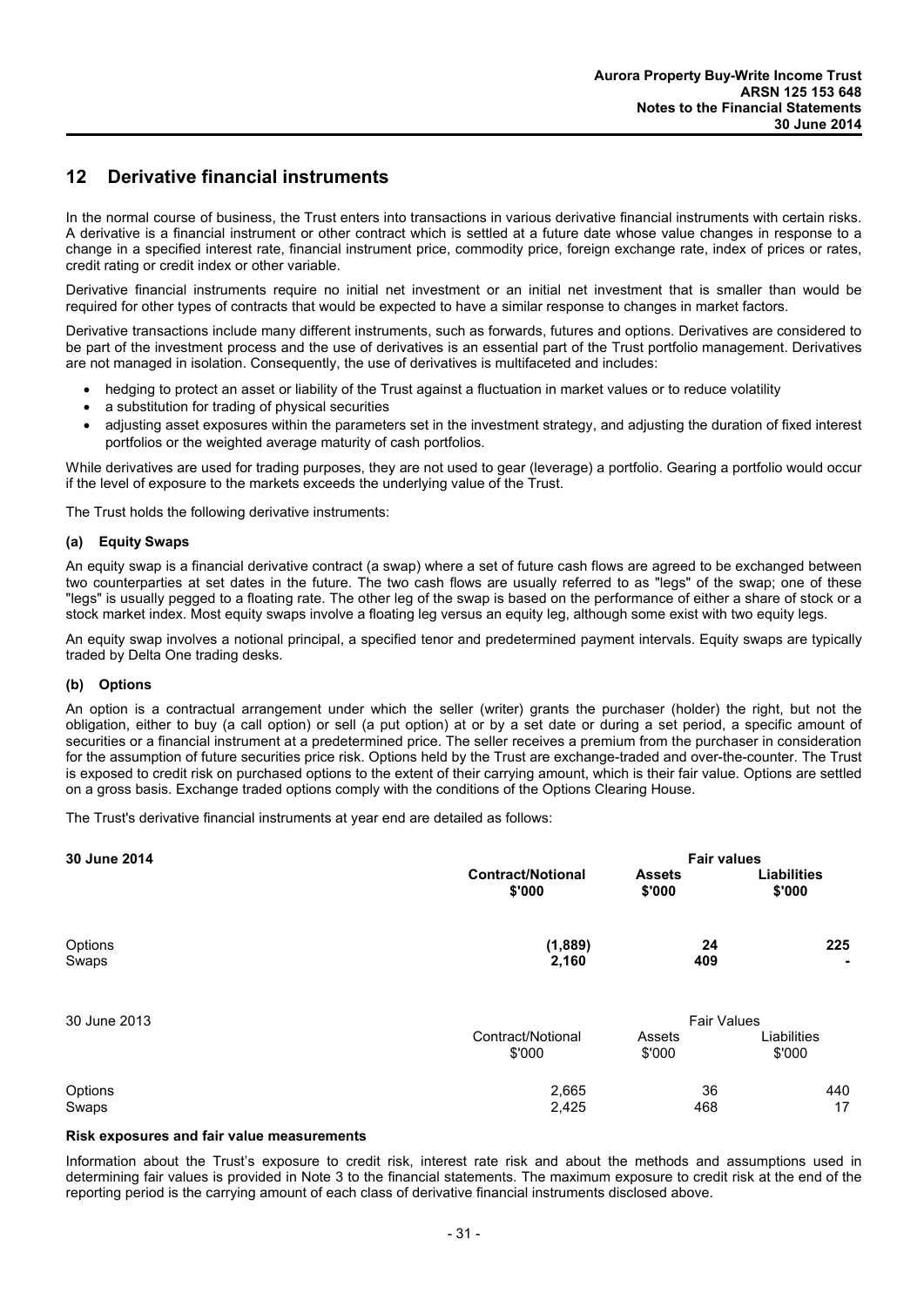## 12 Derivative financial instruments

In the normal course of business, the Trust enters into transactions in various derivative financial instruments with certain risks. A derivative is a financial instrument or other contract which is settled at a future date whose value changes in response to a change in a specified interest rate, financial instrument price, commodity price, foreign exchange rate, index of prices or rates, credit rating or credit index or other variable.

Derivative financial instruments require no initial net investment or an initial net investment that is smaller than would be required for other types of contracts that would be expected to have a similar response to changes in market factors.

Derivative transactions include many different instruments, such as forwards, futures and options. Derivatives are considered to be part of the investment process and the use of derivatives is an essential part of the Trust portfolio management. Derivatives are not managed in isolation. Consequently, the use of derivatives is multifaceted and includes:

- hedging to protect an asset or liability of the Trust against a fluctuation in market values or to reduce volatility
- a substitution for trading of physical securities
- adjusting asset exposures within the parameters set in the investment strategy, and adjusting the duration of fixed interest portfolios or the weighted average maturity of cash portfolios.

While derivatives are used for trading purposes, they are not used to gear (leverage) a portfolio. Gearing a portfolio would occur if the level of exposure to the markets exceeds the underlying value of the Trust.

The Trust holds the following derivative instruments:

### (a) Equity Swaps

An equity swap is a financial derivative contract (a swap) where a set of future cash flows are agreed to be exchanged between two counterparties at set dates in the future. The two cash flows are usually referred to as "legs" of the swap; one of these "legs" is usually pegged to a floating rate. The other leg of the swap is based on the performance of either a share of stock or a stock market index. Most equity swaps involve a floating leg versus an equity leg, although some exist with two equity legs.

An equity swap involves a notional principal, a specified tenor and predetermined payment intervals. Equity swaps are typically traded by Delta One trading desks.

### (b) Options

An option is a contractual arrangement under which the seller (writer) grants the purchaser (holder) the right, but not the obligation, either to buy (a call option) or sell (a put option) at or by a set date or during a set period, a specific amount of securities or a financial instrument at a predetermined price. The seller receives a premium from the purchaser in consideration for the assumption of future securities price risk. Options held by the Trust are exchange-traded and over-the-counter. The Trust is exposed to credit risk on purchased options to the extent of their carrying amount, which is their fair value. Options are settled on a gross basis. Exchange traded options comply with the conditions of the Options Clearing House.

The Trust's derivative financial instruments at year end are detailed as follows:

| **30 June 2014** | | **Fair values** | |
|---|---|---|---|
| | **Contract/Notional $'000** | **Assets $'000** | **Liabilities $'000** |
| Options | **(1,889)** | **24** | **225** |
| Swaps | **2,160** | **409** | **-** |

| 30 June 2013 | | Fair Values | |
|---|---|---|---|
| | Contract/Notional $'000 | Assets $'000 | Liabilities $'000 |
| Options | 2,665 | 36 | 440 |
| Swaps | 2,425 | 468 | 17 |

**Risk exposures and fair value measurements**

Information about the Trust's exposure to credit risk, interest rate risk and about the methods and assumptions used in determining fair values is provided in Note 3 to the financial statements. The maximum exposure to credit risk at the end of the reporting period is the carrying amount of each class of derivative financial instruments disclosed above.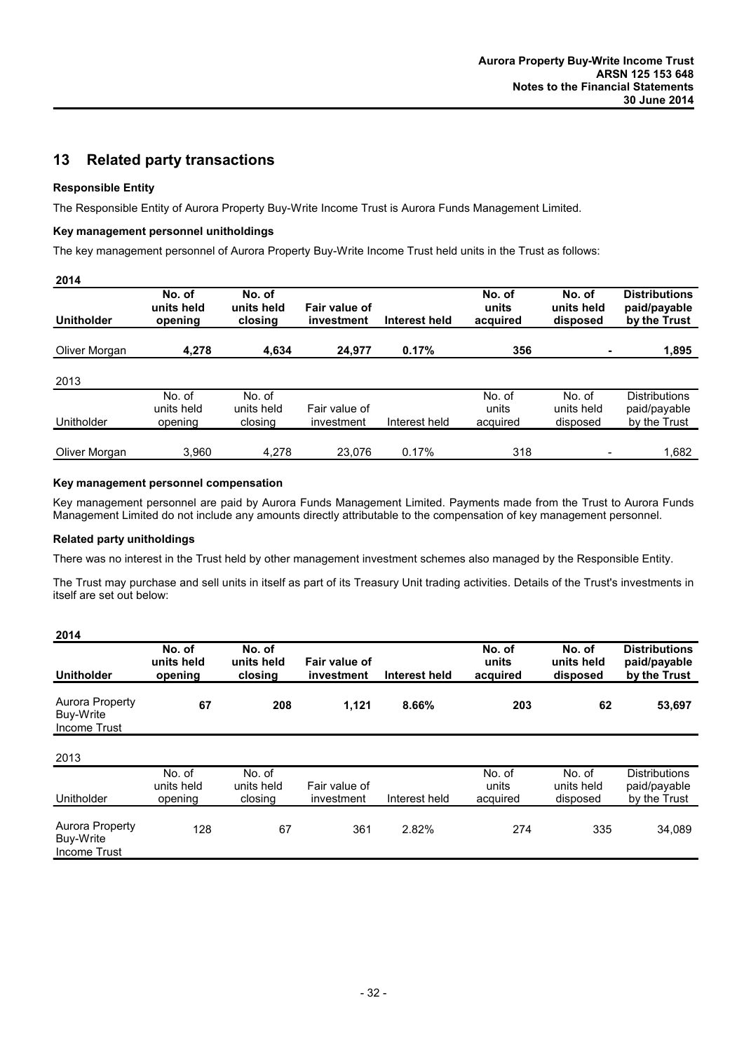## 13 Related party transactions

**Responsible Entity**

The Responsible Entity of Aurora Property Buy-Write Income Trust is Aurora Funds Management Limited.

**Key management personnel unitholdings**

The key management personnel of Aurora Property Buy-Write Income Trust held units in the Trust as follows:

**2014**

| **Unitholder** | **No. of units held opening** | **No. of units held closing** | **Fair value of investment** | **Interest held** | **No. of units acquired** | **No. of units held disposed** | **Distributions paid/payable by the Trust** |
|---|---|---|---|---|---|---|---|
| Oliver Morgan | **4,278** | **4,634** | **24,977** | **0.17%** | **356** | **-** | **1,895** |

2013

| Unitholder | No. of units held opening | No. of units held closing | Fair value of investment | Interest held | No. of units acquired | No. of units held disposed | Distributions paid/payable by the Trust |
|---|---|---|---|---|---|---|---|
| Oliver Morgan | 3,960 | 4,278 | 23,076 | 0.17% | 318 | - | 1,682 |

**Key management personnel compensation**

Key management personnel are paid by Aurora Funds Management Limited. Payments made from the Trust to Aurora Funds Management Limited do not include any amounts directly attributable to the compensation of key management personnel.

**Related party unitholdings**

There was no interest in the Trust held by other management investment schemes also managed by the Responsible Entity.

The Trust may purchase and sell units in itself as part of its Treasury Unit trading activities. Details of the Trust's investments in itself are set out below:

**2014**

| **Unitholder** | **No. of units held opening** | **No. of units held closing** | **Fair value of investment** | **Interest held** | **No. of units acquired** | **No. of units held disposed** | **Distributions paid/payable by the Trust** |
|---|---|---|---|---|---|---|---|
| Aurora Property Buy-Write Income Trust | **67** | **208** | **1,121** | **8.66%** | **203** | **62** | **53,697** |

2013

| Unitholder | No. of units held opening | No. of units held closing | Fair value of investment | Interest held | No. of units acquired | No. of units held disposed | Distributions paid/payable by the Trust |
|---|---|---|---|---|---|---|---|
| Aurora Property Buy-Write Income Trust | 128 | 67 | 361 | 2.82% | 274 | 335 | 34,089 |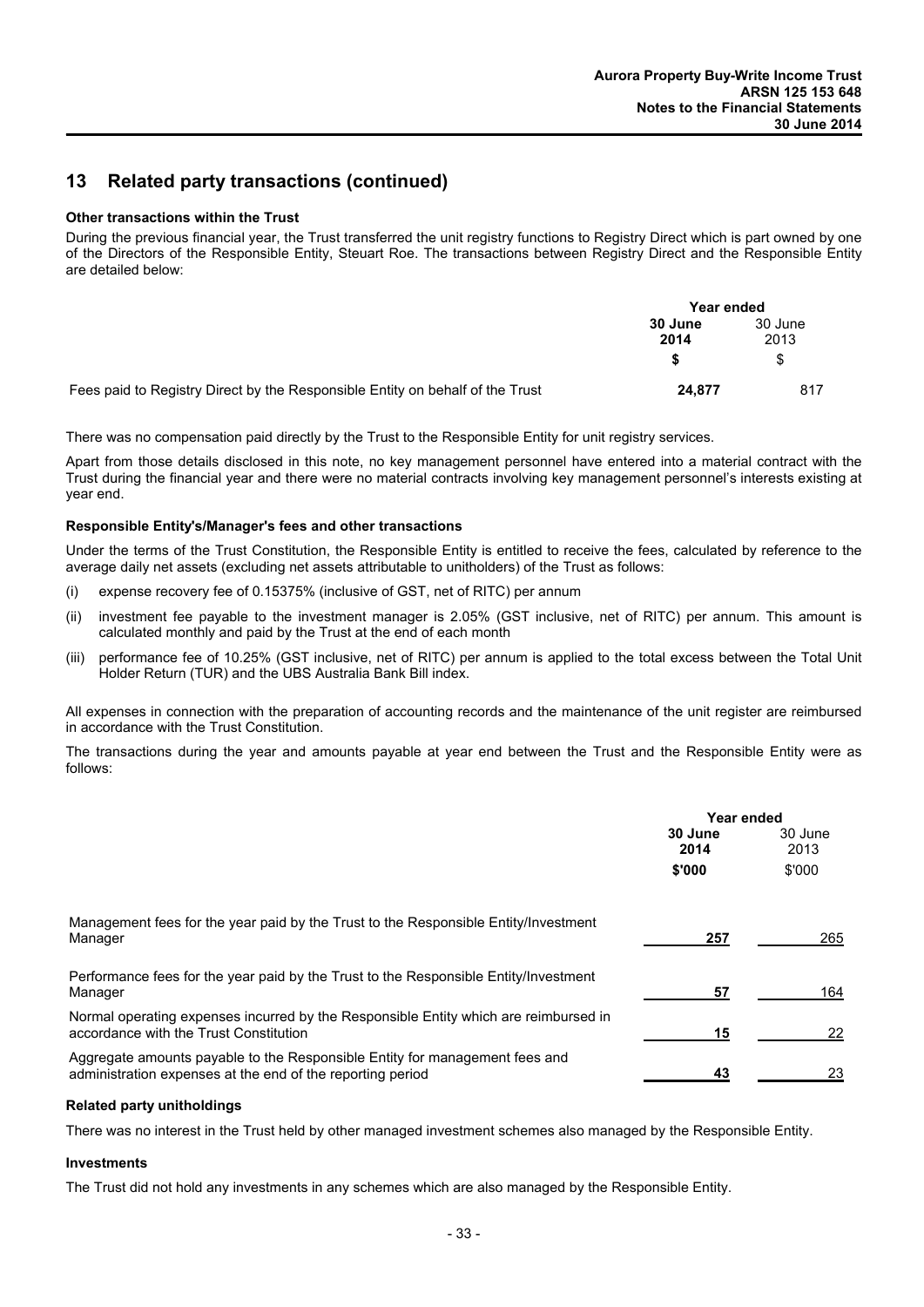## 13 Related party transactions (continued)

**Other transactions within the Trust**

During the previous financial year, the Trust transferred the unit registry functions to Registry Direct which is part owned by one of the Directors of the Responsible Entity, Steuart Roe. The transactions between Registry Direct and the Responsible Entity are detailed below:

| | Year ended | |
|---|---|---|
| | **30 June 2014** | 30 June 2013 |
| | **$** | $ |
| Fees paid to Registry Direct by the Responsible Entity on behalf of the Trust | **24,877** | 817 |

There was no compensation paid directly by the Trust to the Responsible Entity for unit registry services.

Apart from those details disclosed in this note, no key management personnel have entered into a material contract with the Trust during the financial year and there were no material contracts involving key management personnel's interests existing at year end.

**Responsible Entity's/Manager's fees and other transactions**

Under the terms of the Trust Constitution, the Responsible Entity is entitled to receive the fees, calculated by reference to the average daily net assets (excluding net assets attributable to unitholders) of the Trust as follows:

(i) expense recovery fee of 0.15375% (inclusive of GST, net of RITC) per annum

(ii) investment fee payable to the investment manager is 2.05% (GST inclusive, net of RITC) per annum. This amount is calculated monthly and paid by the Trust at the end of each month

(iii) performance fee of 10.25% (GST inclusive, net of RITC) per annum is applied to the total excess between the Total Unit Holder Return (TUR) and the UBS Australia Bank Bill index.

All expenses in connection with the preparation of accounting records and the maintenance of the unit register are reimbursed in accordance with the Trust Constitution.

The transactions during the year and amounts payable at year end between the Trust and the Responsible Entity were as follows:

| | Year ended | |
|---|---|---|
| | **30 June 2014** | 30 June 2013 |
| | **$'000** | $'000 |
| Management fees for the year paid by the Trust to the Responsible Entity/Investment Manager | **257** | 265 |
| Performance fees for the year paid by the Trust to the Responsible Entity/Investment Manager | **57** | 164 |
| Normal operating expenses incurred by the Responsible Entity which are reimbursed in accordance with the Trust Constitution | **15** | 22 |
| Aggregate amounts payable to the Responsible Entity for management fees and administration expenses at the end of the reporting period | **43** | 23 |

**Related party unitholdings**

There was no interest in the Trust held by other managed investment schemes also managed by the Responsible Entity.

**Investments**

The Trust did not hold any investments in any schemes which are also managed by the Responsible Entity.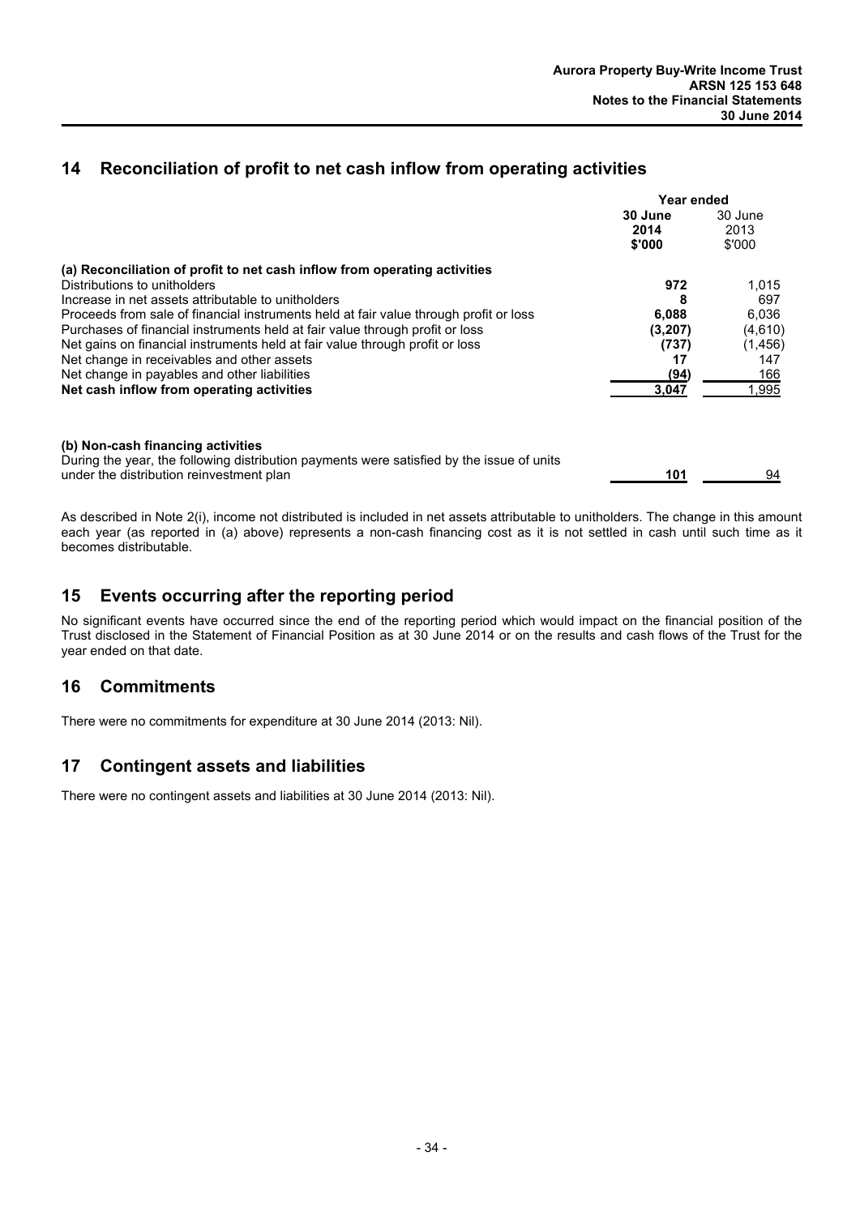## 14 Reconciliation of profit to net cash inflow from operating activities

| | Year ended | |
|---|---|---|
| | **30 June 2014 $'000** | 30 June 2013 $'000 |
| **(a) Reconciliation of profit to net cash inflow from operating activities** | | |
| Distributions to unitholders | **972** | 1,015 |
| Increase in net assets attributable to unitholders | **8** | 697 |
| Proceeds from sale of financial instruments held at fair value through profit or loss | **6,088** | 6,036 |
| Purchases of financial instruments held at fair value through profit or loss | **(3,207)** | (4,610) |
| Net gains on financial instruments held at fair value through profit or loss | **(737)** | (1,456) |
| Net change in receivables and other assets | **17** | 147 |
| Net change in payables and other liabilities | **(94)** | 166 |
| **Net cash inflow from operating activities** | **3,047** | 1,995 |
| | | |
| **(b) Non-cash financing activities** | | |
| During the year, the following distribution payments were satisfied by the issue of units under the distribution reinvestment plan | **101** | 94 |

As described in Note 2(i), income not distributed is included in net assets attributable to unitholders. The change in this amount each year (as reported in (a) above) represents a non-cash financing cost as it is not settled in cash until such time as it becomes distributable.

## 15 Events occurring after the reporting period

No significant events have occurred since the end of the reporting period which would impact on the financial position of the Trust disclosed in the Statement of Financial Position as at 30 June 2014 or on the results and cash flows of the Trust for the year ended on that date.

## 16 Commitments

There were no commitments for expenditure at 30 June 2014 (2013: Nil).

## 17 Contingent assets and liabilities

There were no contingent assets and liabilities at 30 June 2014 (2013: Nil).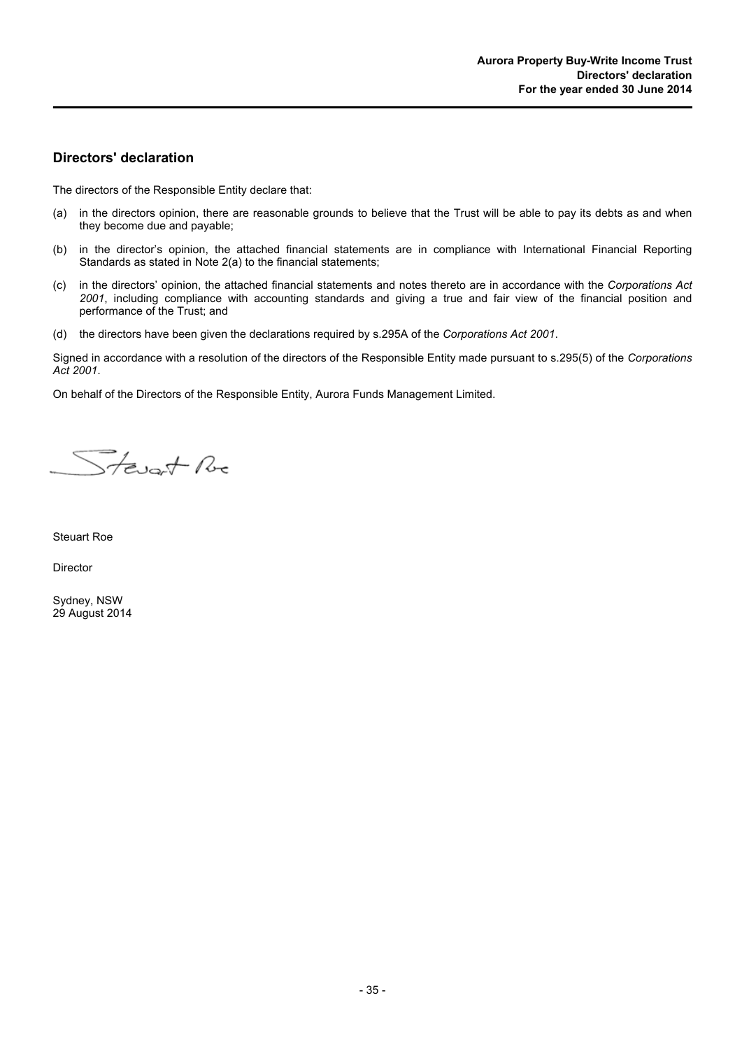## Directors' declaration

The directors of the Responsible Entity declare that:

(a) in the directors opinion, there are reasonable grounds to believe that the Trust will be able to pay its debts as and when they become due and payable;

(b) in the director's opinion, the attached financial statements are in compliance with International Financial Reporting Standards as stated in Note 2(a) to the financial statements;

(c) in the directors' opinion, the attached financial statements and notes thereto are in accordance with the *Corporations Act 2001*, including compliance with accounting standards and giving a true and fair view of the financial position and performance of the Trust; and

(d) the directors have been given the declarations required by s.295A of the *Corporations Act 2001*.

Signed in accordance with a resolution of the directors of the Responsible Entity made pursuant to s.295(5) of the *Corporations Act 2001*.

On behalf of the Directors of the Responsible Entity, Aurora Funds Management Limited.

Steuart Roe

Director

Sydney, NSW
29 August 2014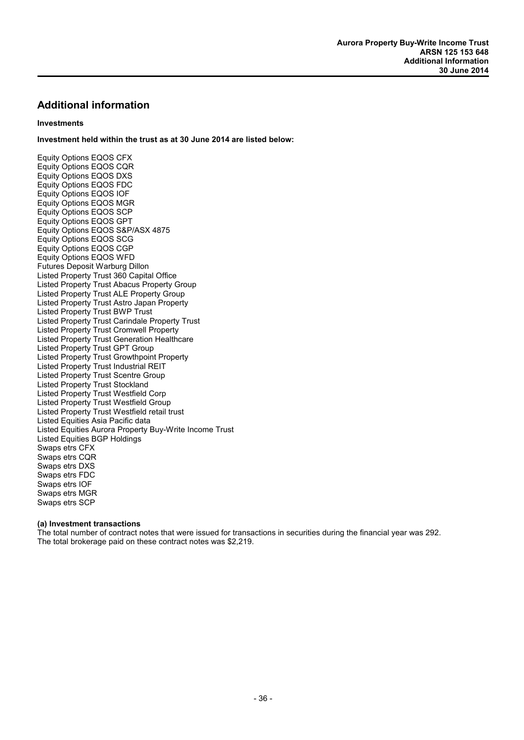## Additional information

**Investments**

**Investment held within the trust as at 30 June 2014 are listed below:**

Equity Options EQOS CFX
Equity Options EQOS CQR
Equity Options EQOS DXS
Equity Options EQOS FDC
Equity Options EQOS IOF
Equity Options EQOS MGR
Equity Options EQOS SCP
Equity Options EQOS GPT
Equity Options EQOS S&P/ASX 4875
Equity Options EQOS SCG
Equity Options EQOS CGP
Equity Options EQOS WFD
Futures Deposit Warburg Dillon
Listed Property Trust 360 Capital Office
Listed Property Trust Abacus Property Group
Listed Property Trust ALE Property Group
Listed Property Trust Astro Japan Property
Listed Property Trust BWP Trust
Listed Property Trust Carindale Property Trust
Listed Property Trust Cromwell Property
Listed Property Trust Generation Healthcare
Listed Property Trust GPT Group
Listed Property Trust Growthpoint Property
Listed Property Trust Industrial REIT
Listed Property Trust Scentre Group
Listed Property Trust Stockland
Listed Property Trust Westfield Corp
Listed Property Trust Westfield Group
Listed Property Trust Westfield retail trust
Listed Equities Asia Pacific data
Listed Equities Aurora Property Buy-Write Income Trust
Listed Equities BGP Holdings
Swaps etrs CFX
Swaps etrs CQR
Swaps etrs DXS
Swaps etrs FDC
Swaps etrs IOF
Swaps etrs MGR
Swaps etrs SCP

**(a) Investment transactions**

The total number of contract notes that were issued for transactions in securities during the financial year was 292.
The total brokerage paid on these contract notes was $2,219.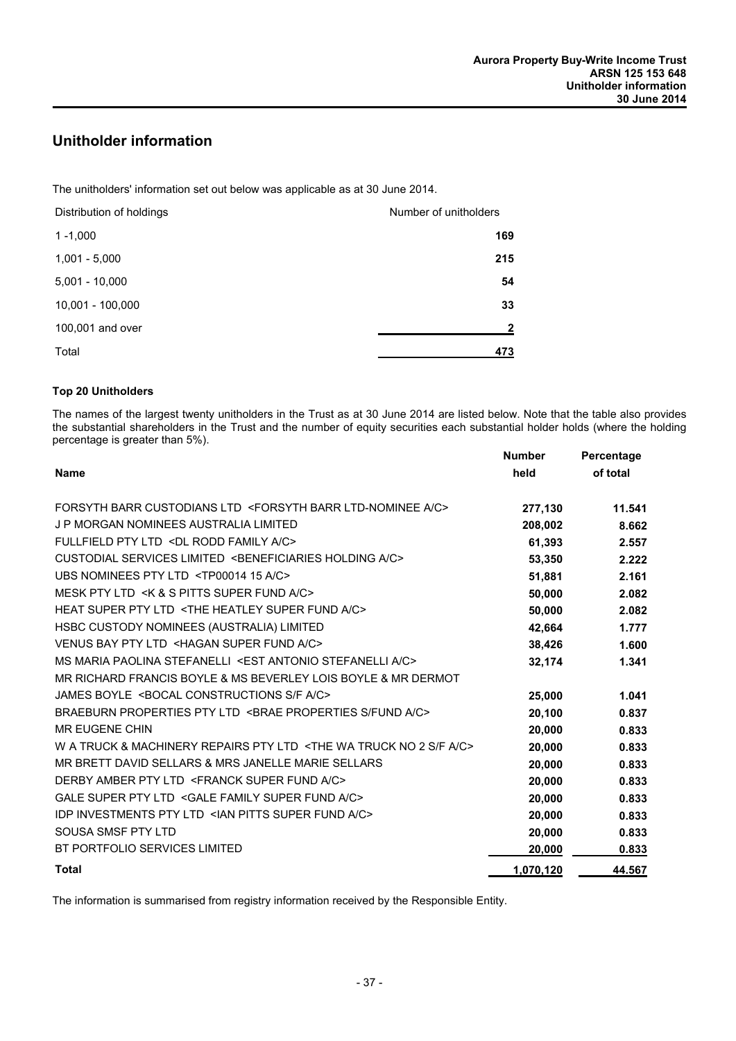## Unitholder information

The unitholders' information set out below was applicable as at 30 June 2014.

| Distribution of holdings | Number of unitholders |
|---|---|
| 1 -1,000 | **169** |
| 1,001 - 5,000 | **215** |
| 5,001 - 10,000 | **54** |
| 10,001 - 100,000 | **33** |
| 100,001 and over | **2** |
| Total | **473** |

### Top 20 Unitholders

The names of the largest twenty unitholders in the Trust as at 30 June 2014 are listed below. Note that the table also provides the substantial shareholders in the Trust and the number of equity securities each substantial holder holds (where the holding percentage is greater than 5%).

| Name | Number held | Percentage of total |
|---|---|---|
| FORSYTH BARR CUSTODIANS LTD <FORSYTH BARR LTD-NOMINEE A/C> | **277,130** | **11.541** |
| J P MORGAN NOMINEES AUSTRALIA LIMITED | **208,002** | **8.662** |
| FULLFIELD PTY LTD <DL RODD FAMILY A/C> | **61,393** | **2.557** |
| CUSTODIAL SERVICES LIMITED <BENEFICIARIES HOLDING A/C> | **53,350** | **2.222** |
| UBS NOMINEES PTY LTD <TP00014 15 A/C> | **51,881** | **2.161** |
| MESK PTY LTD <K & S PITTS SUPER FUND A/C> | **50,000** | **2.082** |
| HEAT SUPER PTY LTD <THE HEATLEY SUPER FUND A/C> | **50,000** | **2.082** |
| HSBC CUSTODY NOMINEES (AUSTRALIA) LIMITED | **42,664** | **1.777** |
| VENUS BAY PTY LTD <HAGAN SUPER FUND A/C> | **38,426** | **1.600** |
| MS MARIA PAOLINA STEFANELLI <EST ANTONIO STEFANELLI A/C> | **32,174** | **1.341** |
| MR RICHARD FRANCIS BOYLE & MS BEVERLEY LOIS BOYLE & MR DERMOT JAMES BOYLE <BOCAL CONSTRUCTIONS S/F A/C> | **25,000** | **1.041** |
| BRAEBURN PROPERTIES PTY LTD <BRAE PROPERTIES S/FUND A/C> | **20,100** | **0.837** |
| MR EUGENE CHIN | **20,000** | **0.833** |
| W A TRUCK & MACHINERY REPAIRS PTY LTD <THE WA TRUCK NO 2 S/F A/C> | **20,000** | **0.833** |
| MR BRETT DAVID SELLARS & MRS JANELLE MARIE SELLARS | **20,000** | **0.833** |
| DERBY AMBER PTY LTD <FRANCK SUPER FUND A/C> | **20,000** | **0.833** |
| GALE SUPER PTY LTD <GALE FAMILY SUPER FUND A/C> | **20,000** | **0.833** |
| IDP INVESTMENTS PTY LTD <IAN PITTS SUPER FUND A/C> | **20,000** | **0.833** |
| SOUSA SMSF PTY LTD | **20,000** | **0.833** |
| BT PORTFOLIO SERVICES LIMITED | **20,000** | **0.833** |
| **Total** | **1,070,120** | **44.567** |

The information is summarised from registry information received by the Responsible Entity.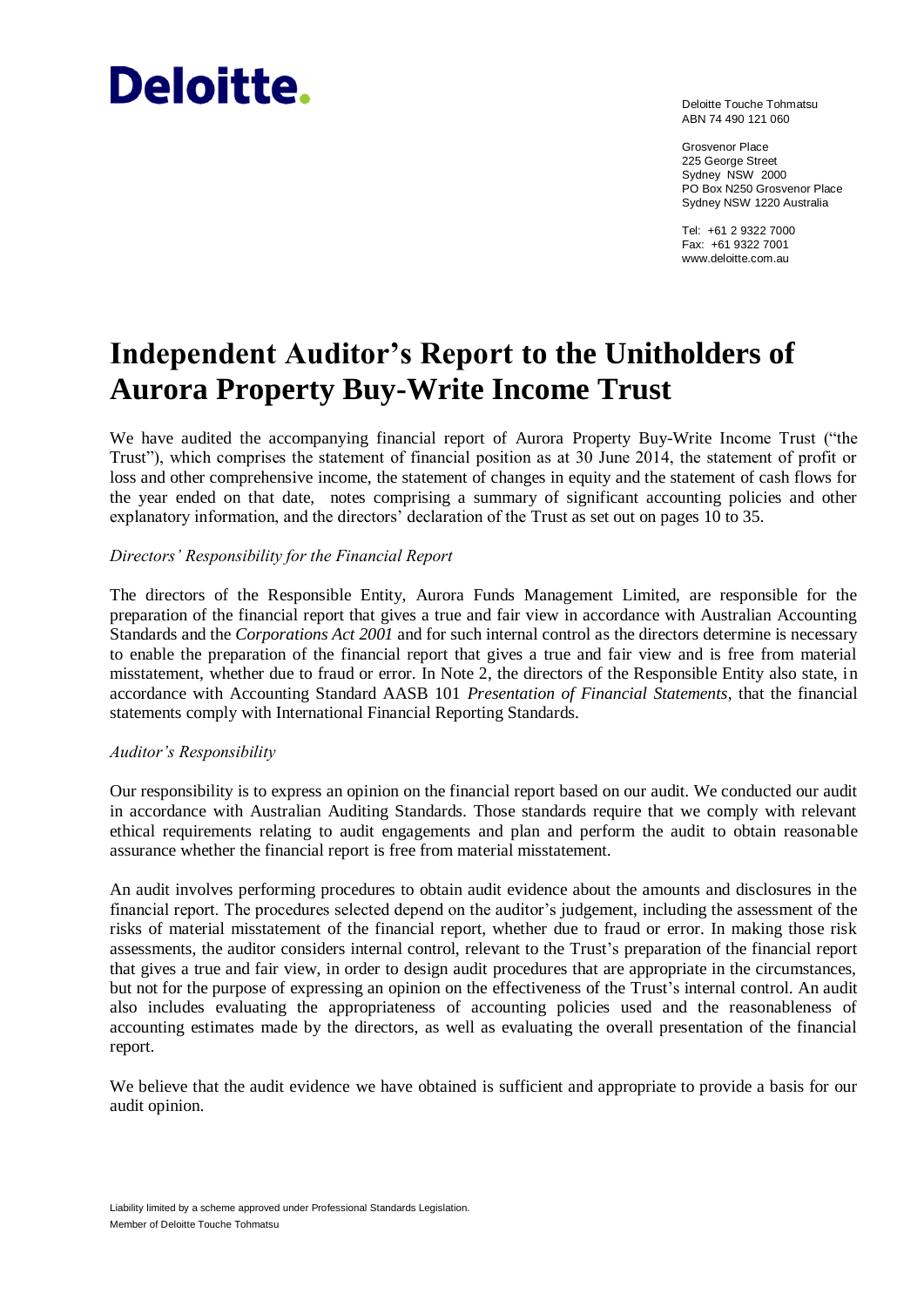# Deloitte.

Deloitte Touche Tohmatsu
ABN 74 490 121 060

Grosvenor Place
225 George Street
Sydney NSW 2000
PO Box N250 Grosvenor Place
Sydney NSW 1220 Australia

Tel: +61 2 9322 7000
Fax: +61 9322 7001
www.deloitte.com.au

# Independent Auditor's Report to the Unitholders of Aurora Property Buy-Write Income Trust

We have audited the accompanying financial report of Aurora Property Buy-Write Income Trust ("the Trust"), which comprises the statement of financial position as at 30 June 2014, the statement of profit or loss and other comprehensive income, the statement of changes in equity and the statement of cash flows for the year ended on that date, notes comprising a summary of significant accounting policies and other explanatory information, and the directors' declaration of the Trust as set out on pages 10 to 35.

*Directors' Responsibility for the Financial Report*

The directors of the Responsible Entity, Aurora Funds Management Limited, are responsible for the preparation of the financial report that gives a true and fair view in accordance with Australian Accounting Standards and the *Corporations Act 2001* and for such internal control as the directors determine is necessary to enable the preparation of the financial report that gives a true and fair view and is free from material misstatement, whether due to fraud or error. In Note 2, the directors of the Responsible Entity also state, in accordance with Accounting Standard AASB 101 *Presentation of Financial Statements*, that the financial statements comply with International Financial Reporting Standards.

*Auditor's Responsibility*

Our responsibility is to express an opinion on the financial report based on our audit. We conducted our audit in accordance with Australian Auditing Standards. Those standards require that we comply with relevant ethical requirements relating to audit engagements and plan and perform the audit to obtain reasonable assurance whether the financial report is free from material misstatement.

An audit involves performing procedures to obtain audit evidence about the amounts and disclosures in the financial report. The procedures selected depend on the auditor's judgement, including the assessment of the risks of material misstatement of the financial report, whether due to fraud or error. In making those risk assessments, the auditor considers internal control, relevant to the Trust's preparation of the financial report that gives a true and fair view, in order to design audit procedures that are appropriate in the circumstances, but not for the purpose of expressing an opinion on the effectiveness of the Trust's internal control. An audit also includes evaluating the appropriateness of accounting policies used and the reasonableness of accounting estimates made by the directors, as well as evaluating the overall presentation of the financial report.

We believe that the audit evidence we have obtained is sufficient and appropriate to provide a basis for our audit opinion.

Liability limited by a scheme approved under Professional Standards Legislation.
Member of Deloitte Touche Tohmatsu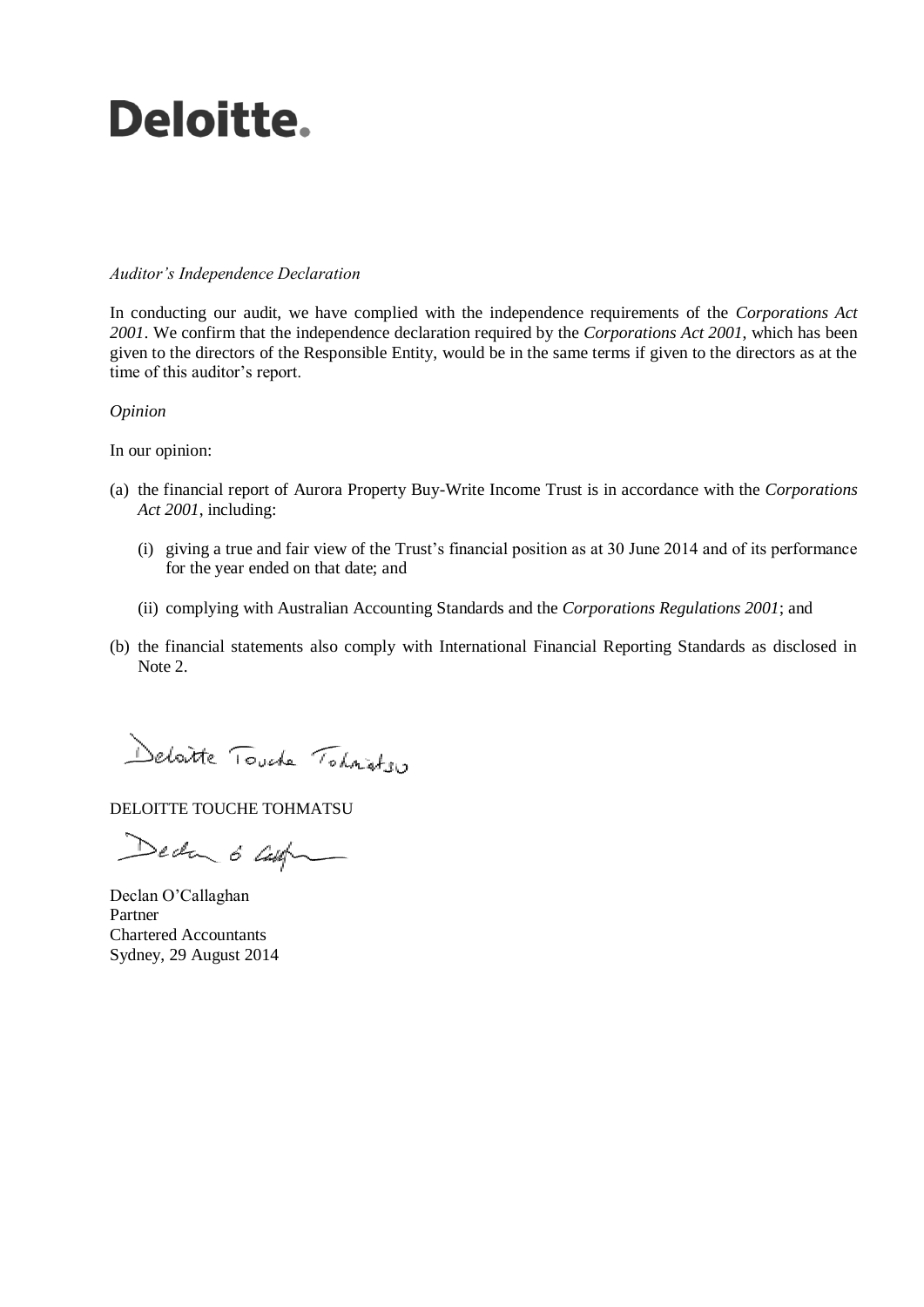Deloitte.

*Auditor's Independence Declaration*

In conducting our audit, we have complied with the independence requirements of the *Corporations Act 2001*. We confirm that the independence declaration required by the *Corporations Act 2001*, which has been given to the directors of the Responsible Entity, would be in the same terms if given to the directors as at the time of this auditor's report.

*Opinion*

In our opinion:

(a) the financial report of Aurora Property Buy-Write Income Trust is in accordance with the *Corporations Act 2001*, including:

   (i) giving a true and fair view of the Trust's financial position as at 30 June 2014 and of its performance for the year ended on that date; and

   (ii) complying with Australian Accounting Standards and the *Corporations Regulations 2001*; and

(b) the financial statements also comply with International Financial Reporting Standards as disclosed in Note 2.

DELOITTE TOUCHE TOHMATSU

Declan O'Callaghan
Partner
Chartered Accountants
Sydney, 29 August 2014